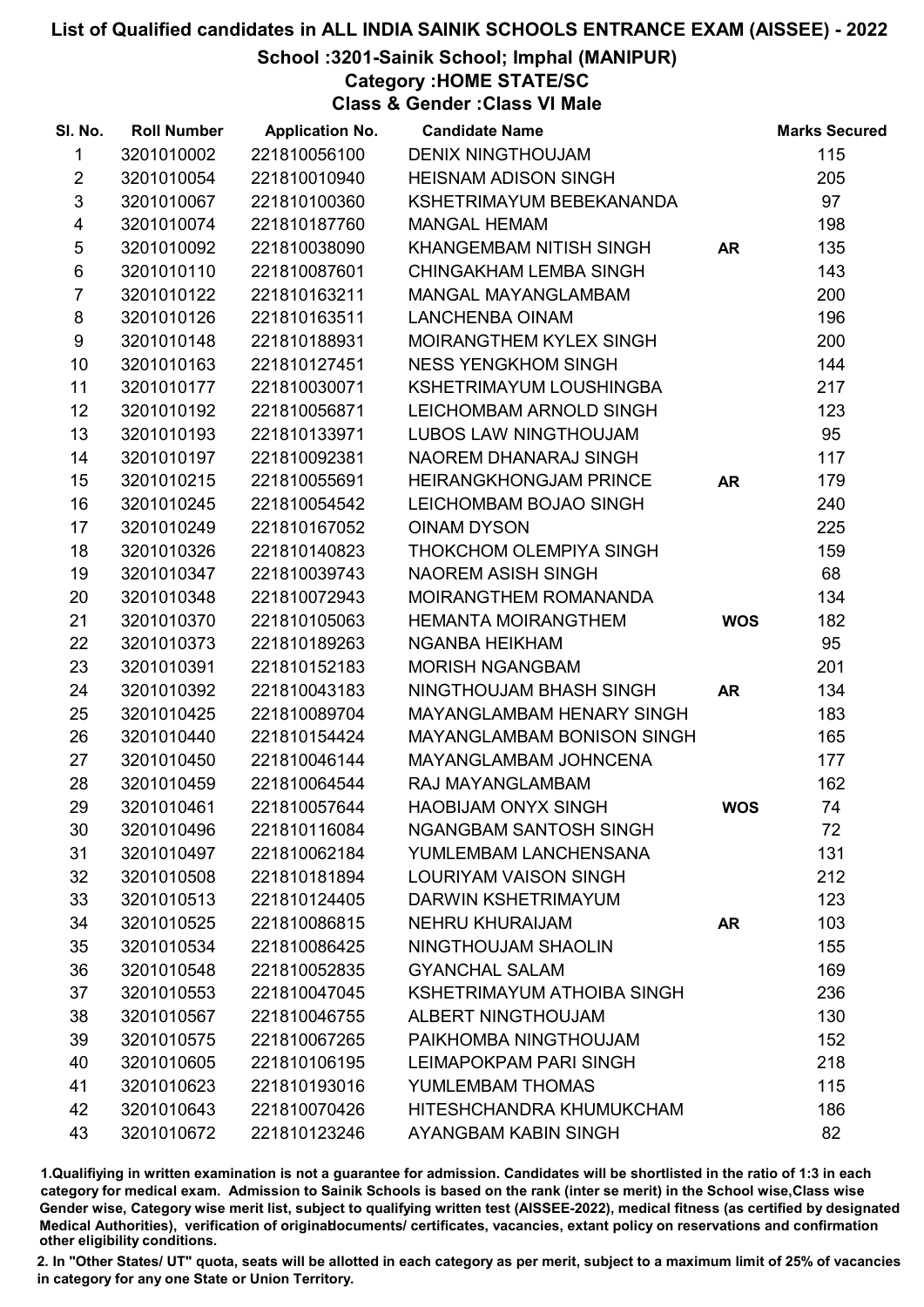# List of Qualified candidates in ALL INDIA SAINIK SCHOOLS ENTRANCE EXAM (AISSEE) - 2022

## School :3201-Sainik School; Imphal (MANIPUR)

### Category :HOME STATE/SC

### Class & Gender :Class VI Male

| Sl. No. | Roll Number | Application No. | Candidate Name | | Marks Secured |
|---|---|---|---|---|---|
| 1 | 3201010002 | 221810056100 | DENIX NINGTHOUJAM | | 115 |
| 2 | 3201010054 | 221810010940 | HEISNAM ADISON SINGH | | 205 |
| 3 | 3201010067 | 221810100360 | KSHETRIMAYUM BEBEKANANDA | | 97 |
| 4 | 3201010074 | 221810187760 | MANGAL HEMAM | | 198 |
| 5 | 3201010092 | 221810038090 | KHANGEMBAM NITISH SINGH | AR | 135 |
| 6 | 3201010110 | 221810087601 | CHINGAKHAM LEMBA SINGH | | 143 |
| 7 | 3201010122 | 221810163211 | MANGAL MAYANGLAMBAM | | 200 |
| 8 | 3201010126 | 221810163511 | LANCHENBA OINAM | | 196 |
| 9 | 3201010148 | 221810188931 | MOIRANGTHEM KYLEX SINGH | | 200 |
| 10 | 3201010163 | 221810127451 | NESS YENGKHOM SINGH | | 144 |
| 11 | 3201010177 | 221810030071 | KSHETRIMAYUM LOUSHINGBA | | 217 |
| 12 | 3201010192 | 221810056871 | LEICHOMBAM ARNOLD SINGH | | 123 |
| 13 | 3201010193 | 221810133971 | LUBOS LAW NINGTHOUJAM | | 95 |
| 14 | 3201010197 | 221810092381 | NAOREM DHANARAJ SINGH | | 117 |
| 15 | 3201010215 | 221810055691 | HEIRANGKHONGJAM PRINCE | AR | 179 |
| 16 | 3201010245 | 221810054542 | LEICHOMBAM BOJAO SINGH | | 240 |
| 17 | 3201010249 | 221810167052 | OINAM DYSON | | 225 |
| 18 | 3201010326 | 221810140823 | THOKCHOM OLEMPIYA SINGH | | 159 |
| 19 | 3201010347 | 221810039743 | NAOREM ASISH SINGH | | 68 |
| 20 | 3201010348 | 221810072943 | MOIRANGTHEM ROMANANDA | | 134 |
| 21 | 3201010370 | 221810105063 | HEMANTA MOIRANGTHEM | WOS | 182 |
| 22 | 3201010373 | 221810189263 | NGANBA HEIKHAM | | 95 |
| 23 | 3201010391 | 221810152183 | MORISH NGANGBAM | | 201 |
| 24 | 3201010392 | 221810043183 | NINGTHOUJAM BHASH SINGH | AR | 134 |
| 25 | 3201010425 | 221810089704 | MAYANGLAMBAM HENARY SINGH | | 183 |
| 26 | 3201010440 | 221810154424 | MAYANGLAMBAM BONISON SINGH | | 165 |
| 27 | 3201010450 | 221810046144 | MAYANGLAMBAM JOHNCENA | | 177 |
| 28 | 3201010459 | 221810064544 | RAJ MAYANGLAMBAM | | 162 |
| 29 | 3201010461 | 221810057644 | HAOBIJAM ONYX SINGH | WOS | 74 |
| 30 | 3201010496 | 221810116084 | NGANGBAM SANTOSH SINGH | | 72 |
| 31 | 3201010497 | 221810062184 | YUMLEMBAM LANCHENSANA | | 131 |
| 32 | 3201010508 | 221810181894 | LOURIYAM VAISON SINGH | | 212 |
| 33 | 3201010513 | 221810124405 | DARWIN KSHETRIMAYUM | | 123 |
| 34 | 3201010525 | 221810086815 | NEHRU KHURAIJAM | AR | 103 |
| 35 | 3201010534 | 221810086425 | NINGTHOUJAM SHAOLIN | | 155 |
| 36 | 3201010548 | 221810052835 | GYANCHAL SALAM | | 169 |
| 37 | 3201010553 | 221810047045 | KSHETRIMAYUM ATHOIBA SINGH | | 236 |
| 38 | 3201010567 | 221810046755 | ALBERT NINGTHOUJAM | | 130 |
| 39 | 3201010575 | 221810067265 | PAIKHOMBA NINGTHOUJAM | | 152 |
| 40 | 3201010605 | 221810106195 | LEIMAPOKPAM PARI SINGH | | 218 |
| 41 | 3201010623 | 221810193016 | YUMLEMBAM THOMAS | | 115 |
| 42 | 3201010643 | 221810070426 | HITESHCHANDRA KHUMUKCHAM | | 186 |
| 43 | 3201010672 | 221810123246 | AYANGBAM KABIN SINGH | | 82 |

1.Qualifiying in written examination is not a guarantee for admission. Candidates will be shortlisted in the ratio of 1:3 in each category for medical exam. Admission to Sainik Schools is based on the rank (inter se merit) in the School wise,Class wise Gender wise, Category wise merit list, subject to qualifying written test (AISSEE-2022), medical fitness (as certified by designated Medical Authorities), verification of originaldocuments/ certificates, vacancies, extant policy on reservations and confirmation other eligibility conditions.

2. In "Other States/ UT" quota, seats will be allotted in each category as per merit, subject to a maximum limit of 25% of vacancies in category for any one State or Union Territory.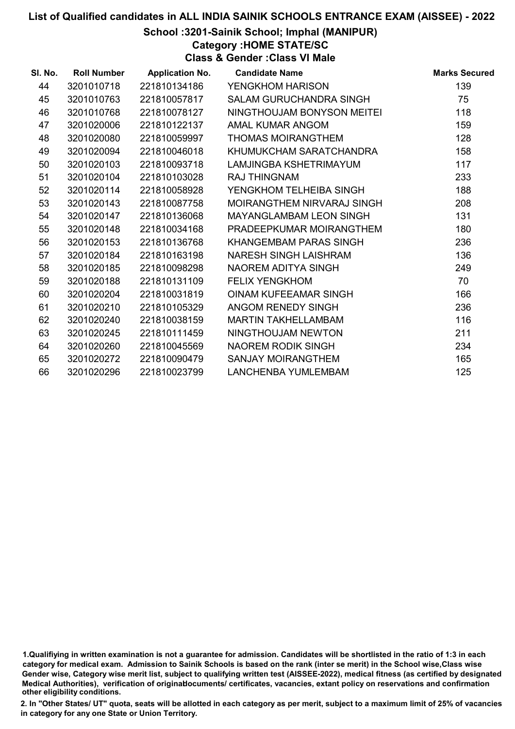# List of Qualified candidates in ALL INDIA SAINIK SCHOOLS ENTRANCE EXAM (AISSEE) - 2022

## School :3201-Sainik School; Imphal (MANIPUR)

### Category :HOME STATE/SC

### Class & Gender :Class VI Male

| Sl. No. | Roll Number | Application No. | Candidate Name | Marks Secured |
|---|---|---|---|---|
| 44 | 3201010718 | 221810134186 | YENGKHOM HARISON | 139 |
| 45 | 3201010763 | 221810057817 | SALAM GURUCHANDRA SINGH | 75 |
| 46 | 3201010768 | 221810078127 | NINGTHOUJAM BONYSON MEITEI | 118 |
| 47 | 3201020006 | 221810122137 | AMAL KUMAR ANGOM | 159 |
| 48 | 3201020080 | 221810059997 | THOMAS MOIRANGTHEM | 128 |
| 49 | 3201020094 | 221810046018 | KHUMUKCHAM SARATCHANDRA | 158 |
| 50 | 3201020103 | 221810093718 | LAMJINGBA KSHETRIMAYUM | 117 |
| 51 | 3201020104 | 221810103028 | RAJ THINGNAM | 233 |
| 52 | 3201020114 | 221810058928 | YENGKHOM TELHEIBA SINGH | 188 |
| 53 | 3201020143 | 221810087758 | MOIRANGTHEM NIRVARAJ SINGH | 208 |
| 54 | 3201020147 | 221810136068 | MAYANGLAMBAM LEON SINGH | 131 |
| 55 | 3201020148 | 221810034168 | PRADEEPKUMAR MOIRANGTHEM | 180 |
| 56 | 3201020153 | 221810136768 | KHANGEMBAM PARAS SINGH | 236 |
| 57 | 3201020184 | 221810163198 | NARESH SINGH LAISHRAM | 136 |
| 58 | 3201020185 | 221810098298 | NAOREM ADITYA SINGH | 249 |
| 59 | 3201020188 | 221810131109 | FELIX YENGKHOM | 70 |
| 60 | 3201020204 | 221810031819 | OINAM KUFEEAMAR SINGH | 166 |
| 61 | 3201020210 | 221810105329 | ANGOM RENEDY SINGH | 236 |
| 62 | 3201020240 | 221810038159 | MARTIN TAKHELLAMBAM | 116 |
| 63 | 3201020245 | 221810111459 | NINGTHOUJAM NEWTON | 211 |
| 64 | 3201020260 | 221810045569 | NAOREM RODIK SINGH | 234 |
| 65 | 3201020272 | 221810090479 | SANJAY MOIRANGTHEM | 165 |
| 66 | 3201020296 | 221810023799 | LANCHENBA YUMLEMBAM | 125 |

1.Qualifiying in written examination is not a guarantee for admission. Candidates will be shortlisted in the ratio of 1:3 in each category for medical exam. Admission to Sainik Schools is based on the rank (inter se merit) in the School wise,Class wise Gender wise, Category wise merit list, subject to qualifying written test (AISSEE-2022), medical fitness (as certified by designated Medical Authorities), verification of originaldocuments/ certificates, vacancies, extant policy on reservations and confirmation other eligibility conditions.

2. In "Other States/ UT" quota, seats will be allotted in each category as per merit, subject to a maximum limit of 25% of vacancies in category for any one State or Union Territory.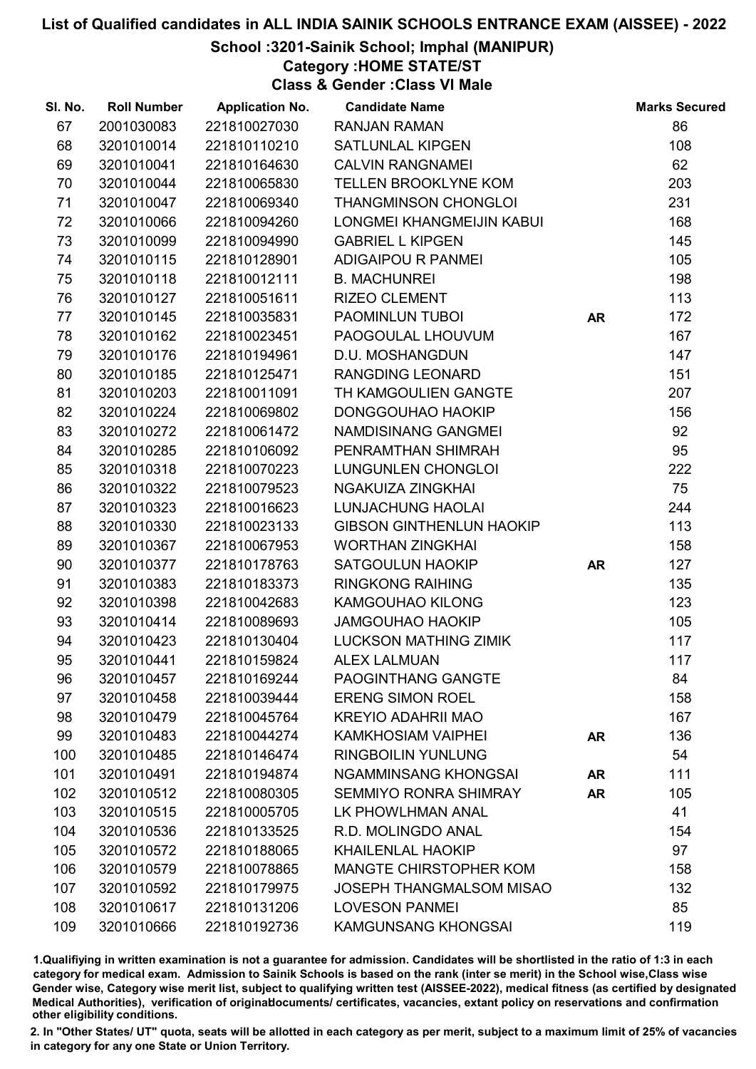# List of Qualified candidates in ALL INDIA SAINIK SCHOOLS ENTRANCE EXAM (AISSEE) - 2022

## School :3201-Sainik School; Imphal (MANIPUR)

### Category :HOME STATE/ST

### Class & Gender :Class VI Male

| Sl. No. | Roll Number | Application No. | Candidate Name | | Marks Secured |
|---|---|---|---|---|---|
| 67 | 2001030083 | 221810027030 | RANJAN RAMAN | | 86 |
| 68 | 3201010014 | 221810110210 | SATLUNLAL KIPGEN | | 108 |
| 69 | 3201010041 | 221810164630 | CALVIN RANGNAMEI | | 62 |
| 70 | 3201010044 | 221810065830 | TELLEN BROOKLYNE KOM | | 203 |
| 71 | 3201010047 | 221810069340 | THANGMINSON CHONGLOI | | 231 |
| 72 | 3201010066 | 221810094260 | LONGMEI KHANGMEIJIN KABUI | | 168 |
| 73 | 3201010099 | 221810094990 | GABRIEL L KIPGEN | | 145 |
| 74 | 3201010115 | 221810128901 | ADIGAIPOU R PANMEI | | 105 |
| 75 | 3201010118 | 221810012111 | B. MACHUNREI | | 198 |
| 76 | 3201010127 | 221810051611 | RIZEO CLEMENT | | 113 |
| 77 | 3201010145 | 221810035831 | PAOMINLUN TUBOI | AR | 172 |
| 78 | 3201010162 | 221810023451 | PAOGOULAL LHOUVUM | | 167 |
| 79 | 3201010176 | 221810194961 | D.U. MOSHANGDUN | | 147 |
| 80 | 3201010185 | 221810125471 | RANGDING LEONARD | | 151 |
| 81 | 3201010203 | 221810011091 | TH KAMGOULIEN GANGTE | | 207 |
| 82 | 3201010224 | 221810069802 | DONGGOUHAO HAOKIP | | 156 |
| 83 | 3201010272 | 221810061472 | NAMDISINANG GANGMEI | | 92 |
| 84 | 3201010285 | 221810106092 | PENRAMTHAN SHIMRAH | | 95 |
| 85 | 3201010318 | 221810070223 | LUNGUNLEN CHONGLOI | | 222 |
| 86 | 3201010322 | 221810079523 | NGAKUIZA ZINGKHAI | | 75 |
| 87 | 3201010323 | 221810016623 | LUNJACHUNG HAOLAI | | 244 |
| 88 | 3201010330 | 221810023133 | GIBSON GINTHENLUN HAOKIP | | 113 |
| 89 | 3201010367 | 221810067953 | WORTHAN ZINGKHAI | | 158 |
| 90 | 3201010377 | 221810178763 | SATGOULUN HAOKIP | AR | 127 |
| 91 | 3201010383 | 221810183373 | RINGKONG RAIHING | | 135 |
| 92 | 3201010398 | 221810042683 | KAMGOUHAO KILONG | | 123 |
| 93 | 3201010414 | 221810089693 | JAMGOUHAO HAOKIP | | 105 |
| 94 | 3201010423 | 221810130404 | LUCKSON MATHING ZIMIK | | 117 |
| 95 | 3201010441 | 221810159824 | ALEX LALMUAN | | 117 |
| 96 | 3201010457 | 221810169244 | PAOGINTHANG GANGTE | | 84 |
| 97 | 3201010458 | 221810039444 | ERENG SIMON ROEL | | 158 |
| 98 | 3201010479 | 221810045764 | KREYIO ADAHRII MAO | | 167 |
| 99 | 3201010483 | 221810044274 | KAMKHOSIAM VAIPHEI | AR | 136 |
| 100 | 3201010485 | 221810146474 | RINGBOILIN YUNLUNG | | 54 |
| 101 | 3201010491 | 221810194874 | NGAMMINSANG KHONGSAI | AR | 111 |
| 102 | 3201010512 | 221810080305 | SEMMIYO RONRA SHIMRAY | AR | 105 |
| 103 | 3201010515 | 221810005705 | LK PHOWLHMAN ANAL | | 41 |
| 104 | 3201010536 | 221810133525 | R.D. MOLINGDO ANAL | | 154 |
| 105 | 3201010572 | 221810188065 | KHAILENLAL HAOKIP | | 97 |
| 106 | 3201010579 | 221810078865 | MANGTE CHIRSTOPHER KOM | | 158 |
| 107 | 3201010592 | 221810179975 | JOSEPH THANGMALSOM MISAO | | 132 |
| 108 | 3201010617 | 221810131206 | LOVESON PANMEI | | 85 |
| 109 | 3201010666 | 221810192736 | KAMGUNSANG KHONGSAI | | 119 |

1.Qualifying in written examination is not a guarantee for admission. Candidates will be shortlisted in the ratio of 1:3 in each category for medical exam. Admission to Sainik Schools is based on the rank (inter se merit) in the School wise,Class wise Gender wise, Category wise merit list, subject to qualifying written test (AISSEE-2022), medical fitness (as certified by designated Medical Authorities), verification of originaldocuments/ certificates, vacancies, extant policy on reservations and confirmation other eligibility conditions.

2. In "Other States/ UT" quota, seats will be allotted in each category as per merit, subject to a maximum limit of 25% of vacancies in category for any one State or Union Territory.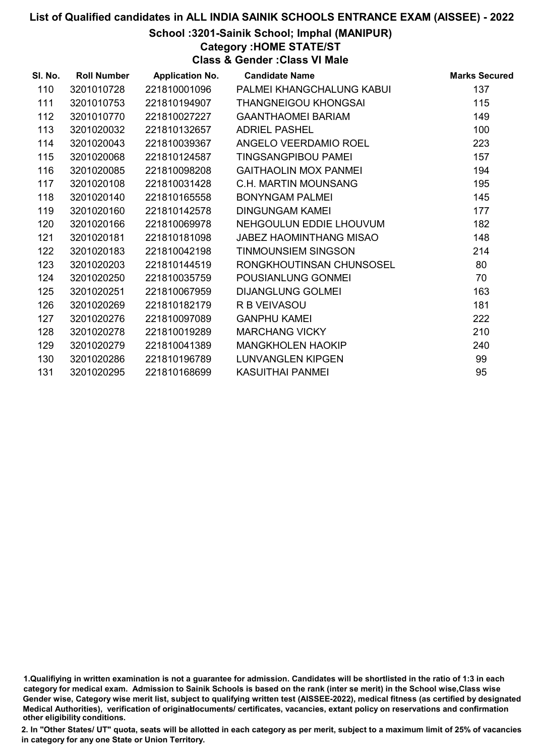# List of Qualified candidates in ALL INDIA SAINIK SCHOOLS ENTRANCE EXAM (AISSEE) - 2022

## School :3201-Sainik School; Imphal (MANIPUR)

### Category :HOME STATE/ST

### Class & Gender :Class VI Male

| Sl. No. | Roll Number | Application No. | Candidate Name | Marks Secured |
|---|---|---|---|---|
| 110 | 3201010728 | 221810001096 | PALMEI KHANGCHALUNG KABUI | 137 |
| 111 | 3201010753 | 221810194907 | THANGNEIGOU KHONGSAI | 115 |
| 112 | 3201010770 | 221810027227 | GAANTHAOMEI BARIAM | 149 |
| 113 | 3201020032 | 221810132657 | ADRIEL PASHEL | 100 |
| 114 | 3201020043 | 221810039367 | ANGELO VEERDAMIO ROEL | 223 |
| 115 | 3201020068 | 221810124587 | TINGSANGPIBOU PAMEI | 157 |
| 116 | 3201020085 | 221810098208 | GAITHAOLIN MOX PANMEI | 194 |
| 117 | 3201020108 | 221810031428 | C.H. MARTIN MOUNSANG | 195 |
| 118 | 3201020140 | 221810165558 | BONYNGAM PALMEI | 145 |
| 119 | 3201020160 | 221810142578 | DINGUNGAM KAMEI | 177 |
| 120 | 3201020166 | 221810069978 | NEHGOULUN EDDIE LHOUVUM | 182 |
| 121 | 3201020181 | 221810181098 | JABEZ HAOMINTHANG MISAO | 148 |
| 122 | 3201020183 | 221810042198 | TINMOUNSIEM SINGSON | 214 |
| 123 | 3201020203 | 221810144519 | RONGKHOUTINSAN CHUNSOSEL | 80 |
| 124 | 3201020250 | 221810035759 | POUSIANLUNG GONMEI | 70 |
| 125 | 3201020251 | 221810067959 | DIJANGLUNG GOLMEI | 163 |
| 126 | 3201020269 | 221810182179 | R B VEIVASOU | 181 |
| 127 | 3201020276 | 221810097089 | GANPHU KAMEI | 222 |
| 128 | 3201020278 | 221810019289 | MARCHANG VICKY | 210 |
| 129 | 3201020279 | 221810041389 | MANGKHOLEN HAOKIP | 240 |
| 130 | 3201020286 | 221810196789 | LUNVANGLEN KIPGEN | 99 |
| 131 | 3201020295 | 221810168699 | KASUITHAI PANMEI | 95 |

1.Qualifiying in written examination is not a guarantee for admission. Candidates will be shortlisted in the ratio of 1:3 in each category for medical exam. Admission to Sainik Schools is based on the rank (inter se merit) in the School wise,Class wise Gender wise, Category wise merit list, subject to qualifying written test (AISSEE-2022), medical fitness (as certified by designated Medical Authorities), verification of originaldocuments/ certificates, vacancies, extant policy on reservations and confirmation other eligibility conditions.

2. In "Other States/ UT" quota, seats will be allotted in each category as per merit, subject to a maximum limit of 25% of vacancies in category for any one State or Union Territory.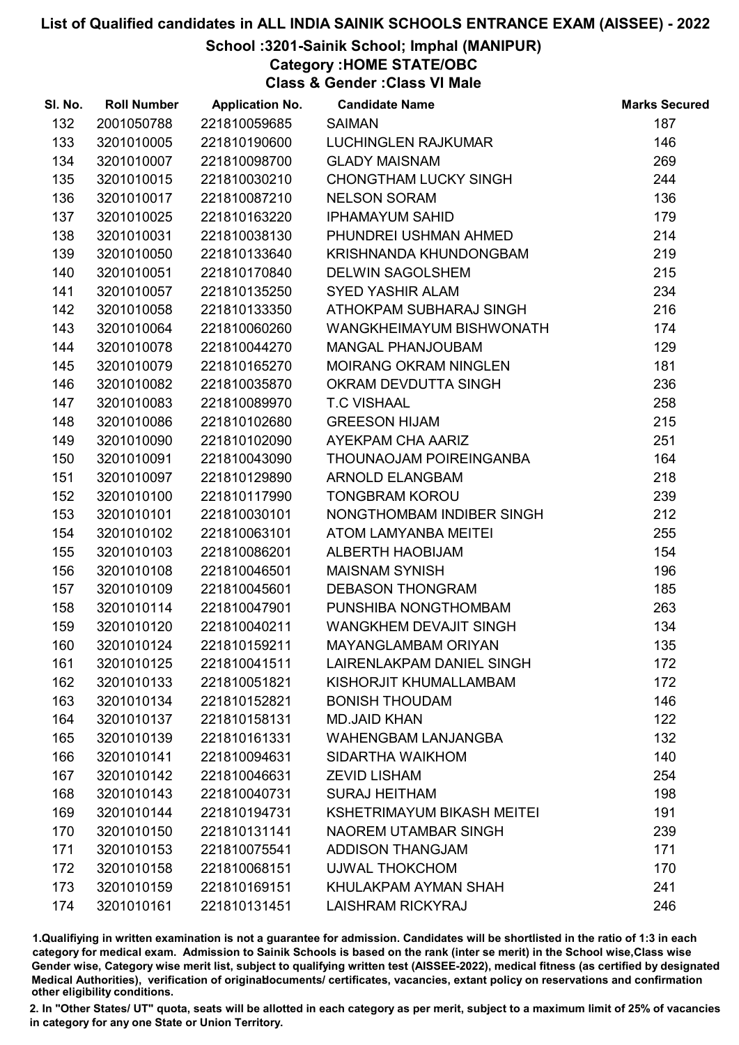# List of Qualified candidates in ALL INDIA SAINIK SCHOOLS ENTRANCE EXAM (AISSEE) - 2022

## School :3201-Sainik School; Imphal (MANIPUR)

### Category :HOME STATE/OBC

### Class & Gender :Class VI Male

| Sl. No. | Roll Number | Application No. | Candidate Name | Marks Secured |
|---|---|---|---|---|
| 132 | 2001050788 | 221810059685 | SAIMAN | 187 |
| 133 | 3201010005 | 221810190600 | LUCHINGLEN RAJKUMAR | 146 |
| 134 | 3201010007 | 221810098700 | GLADY MAISNAM | 269 |
| 135 | 3201010015 | 221810030210 | CHONGTHAM LUCKY SINGH | 244 |
| 136 | 3201010017 | 221810087210 | NELSON SORAM | 136 |
| 137 | 3201010025 | 221810163220 | IPHAMAYUM SAHID | 179 |
| 138 | 3201010031 | 221810038130 | PHUNDREI USHMAN AHMED | 214 |
| 139 | 3201010050 | 221810133640 | KRISHNANDA KHUNDONGBAM | 219 |
| 140 | 3201010051 | 221810170840 | DELWIN SAGOLSHEM | 215 |
| 141 | 3201010057 | 221810135250 | SYED YASHIR ALAM | 234 |
| 142 | 3201010058 | 221810133350 | ATHOKPAM SUBHARAJ SINGH | 216 |
| 143 | 3201010064 | 221810060260 | WANGKHEIMAYUM BISHWONATH | 174 |
| 144 | 3201010078 | 221810044270 | MANGAL PHANJOUBAM | 129 |
| 145 | 3201010079 | 221810165270 | MOIRANG OKRAM NINGLEN | 181 |
| 146 | 3201010082 | 221810035870 | OKRAM DEVDUTTA SINGH | 236 |
| 147 | 3201010083 | 221810089970 | T.C VISHAAL | 258 |
| 148 | 3201010086 | 221810102680 | GREESON HIJAM | 215 |
| 149 | 3201010090 | 221810102090 | AYEKPAM CHA AARIZ | 251 |
| 150 | 3201010091 | 221810043090 | THOUNAOJAM POIREINGANBA | 164 |
| 151 | 3201010097 | 221810129890 | ARNOLD ELANGBAM | 218 |
| 152 | 3201010100 | 221810117990 | TONGBRAM KOROU | 239 |
| 153 | 3201010101 | 221810030101 | NONGTHOMBAM INDIBER SINGH | 212 |
| 154 | 3201010102 | 221810063101 | ATOM LAMYANBA MEITEI | 255 |
| 155 | 3201010103 | 221810086201 | ALBERTH HAOBIJAM | 154 |
| 156 | 3201010108 | 221810046501 | MAISNAM SYNISH | 196 |
| 157 | 3201010109 | 221810045601 | DEBASON THONGRAM | 185 |
| 158 | 3201010114 | 221810047901 | PUNSHIBA NONGTHOMBAM | 263 |
| 159 | 3201010120 | 221810040211 | WANGKHEM DEVAJIT SINGH | 134 |
| 160 | 3201010124 | 221810159211 | MAYANGLAMBAM ORIYAN | 135 |
| 161 | 3201010125 | 221810041511 | LAIRENLAKPAM DANIEL SINGH | 172 |
| 162 | 3201010133 | 221810051821 | KISHORJIT KHUMALLAMBAM | 172 |
| 163 | 3201010134 | 221810152821 | BONISH THOUDAM | 146 |
| 164 | 3201010137 | 221810158131 | MD.JAID KHAN | 122 |
| 165 | 3201010139 | 221810161331 | WAHENGBAM LANJANGBA | 132 |
| 166 | 3201010141 | 221810094631 | SIDARTHA WAIKHOM | 140 |
| 167 | 3201010142 | 221810046631 | ZEVID LISHAM | 254 |
| 168 | 3201010143 | 221810040731 | SURAJ HEITHAM | 198 |
| 169 | 3201010144 | 221810194731 | KSHETRIMAYUM BIKASH MEITEI | 191 |
| 170 | 3201010150 | 221810131141 | NAOREM UTAMBAR SINGH | 239 |
| 171 | 3201010153 | 221810075541 | ADDISON THANGJAM | 171 |
| 172 | 3201010158 | 221810068151 | UJWAL THOKCHOM | 170 |
| 173 | 3201010159 | 221810169151 | KHULAKPAM AYMAN SHAH | 241 |
| 174 | 3201010161 | 221810131451 | LAISHRAM RICKYRAJ | 246 |

1.Qualifiying in written examination is not a guarantee for admission. Candidates will be shortlisted in the ratio of 1:3 in each category for medical exam. Admission to Sainik Schools is based on the rank (inter se merit) in the School wise,Class wise Gender wise, Category wise merit list, subject to qualifying written test (AISSEE-2022), medical fitness (as certified by designated Medical Authorities), verification of originaldocuments/ certificates, vacancies, extant policy on reservations and confirmation other eligibility conditions.

2. In "Other States/ UT" quota, seats will be allotted in each category as per merit, subject to a maximum limit of 25% of vacancies in category for any one State or Union Territory.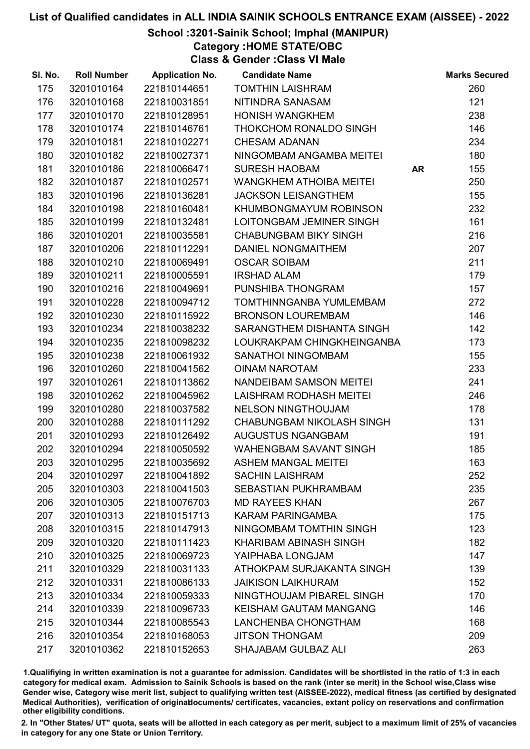# List of Qualified candidates in ALL INDIA SAINIK SCHOOLS ENTRANCE EXAM (AISSEE) - 2022

## School :3201-Sainik School; Imphal (MANIPUR)

### Category :HOME STATE/OBC

### Class & Gender :Class VI Male

| Sl. No. | Roll Number | Application No. | Candidate Name | | Marks Secured |
|---|---|---|---|---|---|
| 175 | 3201010164 | 221810144651 | TOMTHIN LAISHRAM | | 260 |
| 176 | 3201010168 | 221810031851 | NITINDRA SANASAM | | 121 |
| 177 | 3201010170 | 221810128951 | HONISH WANGKHEM | | 238 |
| 178 | 3201010174 | 221810146761 | THOKCHOM RONALDO SINGH | | 146 |
| 179 | 3201010181 | 221810102271 | CHESAM ADANAN | | 234 |
| 180 | 3201010182 | 221810027371 | NINGOMBAM ANGAMBA MEITEI | | 180 |
| 181 | 3201010186 | 221810066471 | SURESH HAOBAM | AR | 155 |
| 182 | 3201010187 | 221810102571 | WANGKHEM ATHOIBA MEITEI | | 250 |
| 183 | 3201010196 | 221810136281 | JACKSON LEISANGTHEM | | 155 |
| 184 | 3201010198 | 221810160481 | KHUMBONGMAYUM ROBINSON | | 232 |
| 185 | 3201010199 | 221810132481 | LOITONGBAM JEMINER SINGH | | 161 |
| 186 | 3201010201 | 221810035581 | CHABUNGBAM BIKY SINGH | | 216 |
| 187 | 3201010206 | 221810112291 | DANIEL NONGMAITHEM | | 207 |
| 188 | 3201010210 | 221810069491 | OSCAR SOIBAM | | 211 |
| 189 | 3201010211 | 221810005591 | IRSHAD ALAM | | 179 |
| 190 | 3201010216 | 221810049691 | PUNSHIBA THONGRAM | | 157 |
| 191 | 3201010228 | 221810094712 | TOMTHINNGANBA YUMLEMBAM | | 272 |
| 192 | 3201010230 | 221810115922 | BRONSON LOUREMBAM | | 146 |
| 193 | 3201010234 | 221810038232 | SARANGTHEM DISHANTA SINGH | | 142 |
| 194 | 3201010235 | 221810098232 | LOUKRAKPAM CHINGKHEINGANBA | | 173 |
| 195 | 3201010238 | 221810061932 | SANATHOI NINGOMBAM | | 155 |
| 196 | 3201010260 | 221810041562 | OINAM NAROTAM | | 233 |
| 197 | 3201010261 | 221810113862 | NANDEIBAM SAMSON MEITEI | | 241 |
| 198 | 3201010262 | 221810045962 | LAISHRAM RODHASH MEITEI | | 246 |
| 199 | 3201010280 | 221810037582 | NELSON NINGTHOUJAM | | 178 |
| 200 | 3201010288 | 221810111292 | CHABUNGBAM NIKOLASH SINGH | | 131 |
| 201 | 3201010293 | 221810126492 | AUGUSTUS NGANGBAM | | 191 |
| 202 | 3201010294 | 221810050592 | WAHENGBAM SAVANT SINGH | | 185 |
| 203 | 3201010295 | 221810035692 | ASHEM MANGAL MEITEI | | 163 |
| 204 | 3201010297 | 221810041892 | SACHIN LAISHRAM | | 252 |
| 205 | 3201010303 | 221810041503 | SEBASTIAN PUKHRAMBAM | | 235 |
| 206 | 3201010305 | 221810076703 | MD RAYEES KHAN | | 267 |
| 207 | 3201010313 | 221810151713 | KARAM PARINGAMBA | | 175 |
| 208 | 3201010315 | 221810147913 | NINGOMBAM TOMTHIN SINGH | | 123 |
| 209 | 3201010320 | 221810111423 | KHARIBAM ABINASH SINGH | | 182 |
| 210 | 3201010325 | 221810069723 | YAIPHABA LONGJAM | | 147 |
| 211 | 3201010329 | 221810031133 | ATHOKPAM SURJAKANTA SINGH | | 139 |
| 212 | 3201010331 | 221810086133 | JAIKISON LAIKHURAM | | 152 |
| 213 | 3201010334 | 221810059333 | NINGTHOUJAM PIBAREL SINGH | | 170 |
| 214 | 3201010339 | 221810096733 | KEISHAM GAUTAM MANGANG | | 146 |
| 215 | 3201010344 | 221810085543 | LANCHENBA CHONGTHAM | | 168 |
| 216 | 3201010354 | 221810168053 | JITSON THONGAM | | 209 |
| 217 | 3201010362 | 221810152653 | SHAJABAM GULBAZ ALI | | 263 |

1.Qualifiying in written examination is not a guarantee for admission. Candidates will be shortlisted in the ratio of 1:3 in each category for medical exam. Admission to Sainik Schools is based on the rank (inter se merit) in the School wise,Class wise Gender wise, Category wise merit list, subject to qualifying written test (AISSEE-2022), medical fitness (as certified by designated Medical Authorities), verification of originaldocuments/ certificates, vacancies, extant policy on reservations and confirmation other eligibility conditions.

2. In "Other States/ UT" quota, seats will be allotted in each category as per merit, subject to a maximum limit of 25% of vacancies in category for any one State or Union Territory.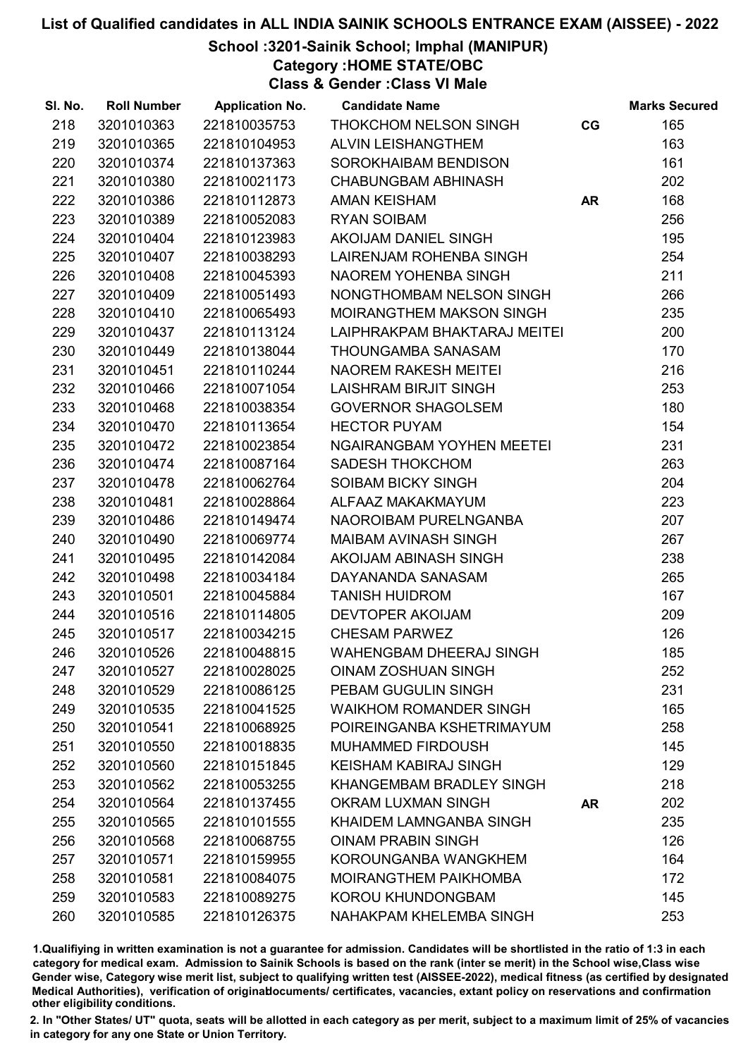# List of Qualified candidates in ALL INDIA SAINIK SCHOOLS ENTRANCE EXAM (AISSEE) - 2022

## School :3201-Sainik School; Imphal (MANIPUR)

### Category :HOME STATE/OBC

### Class & Gender :Class VI Male

| Sl. No. | Roll Number | Application No. | Candidate Name | | Marks Secured |
|---|---|---|---|---|---|
| 218 | 3201010363 | 221810035753 | THOKCHOM NELSON SINGH | CG | 165 |
| 219 | 3201010365 | 221810104953 | ALVIN LEISHANGTHEM | | 163 |
| 220 | 3201010374 | 221810137363 | SOROKHAIBAM BENDISON | | 161 |
| 221 | 3201010380 | 221810021173 | CHABUNGBAM ABHINASH | | 202 |
| 222 | 3201010386 | 221810112873 | AMAN KEISHAM | AR | 168 |
| 223 | 3201010389 | 221810052083 | RYAN SOIBAM | | 256 |
| 224 | 3201010404 | 221810123983 | AKOIJAM DANIEL SINGH | | 195 |
| 225 | 3201010407 | 221810038293 | LAIRENJAM ROHENBA SINGH | | 254 |
| 226 | 3201010408 | 221810045393 | NAOREM YOHENBA SINGH | | 211 |
| 227 | 3201010409 | 221810051493 | NONGTHOMBAM NELSON SINGH | | 266 |
| 228 | 3201010410 | 221810065493 | MOIRANGTHEM MAKSON SINGH | | 235 |
| 229 | 3201010437 | 221810113124 | LAIPHRAKPAM BHAKTARAJ MEITEI | | 200 |
| 230 | 3201010449 | 221810138044 | THOUNGAMBA SANASAM | | 170 |
| 231 | 3201010451 | 221810110244 | NAOREM RAKESH MEITEI | | 216 |
| 232 | 3201010466 | 221810071054 | LAISHRAM BIRJIT SINGH | | 253 |
| 233 | 3201010468 | 221810038354 | GOVERNOR SHAGOLSEM | | 180 |
| 234 | 3201010470 | 221810113654 | HECTOR PUYAM | | 154 |
| 235 | 3201010472 | 221810023854 | NGAIRANGBAM YOYHEN MEETEI | | 231 |
| 236 | 3201010474 | 221810087164 | SADESH THOKCHOM | | 263 |
| 237 | 3201010478 | 221810062764 | SOIBAM BICKY SINGH | | 204 |
| 238 | 3201010481 | 221810028864 | ALFAAZ MAKAKMAYUM | | 223 |
| 239 | 3201010486 | 221810149474 | NAOROIBAM PURELNGANBA | | 207 |
| 240 | 3201010490 | 221810069774 | MAIBAM AVINASH SINGH | | 267 |
| 241 | 3201010495 | 221810142084 | AKOIJAM ABINASH SINGH | | 238 |
| 242 | 3201010498 | 221810034184 | DAYANANDA SANASAM | | 265 |
| 243 | 3201010501 | 221810045884 | TANISH HUIDROM | | 167 |
| 244 | 3201010516 | 221810114805 | DEVTOPER AKOIJAM | | 209 |
| 245 | 3201010517 | 221810034215 | CHESAM PARWEZ | | 126 |
| 246 | 3201010526 | 221810048815 | WAHENGBAM DHEERAJ SINGH | | 185 |
| 247 | 3201010527 | 221810028025 | OINAM ZOSHUAN SINGH | | 252 |
| 248 | 3201010529 | 221810086125 | PEBAM GUGULIN SINGH | | 231 |
| 249 | 3201010535 | 221810041525 | WAIKHOM ROMANDER SINGH | | 165 |
| 250 | 3201010541 | 221810068925 | POIREINGANBA KSHETRIMAYUM | | 258 |
| 251 | 3201010550 | 221810018835 | MUHAMMED FIRDOUSH | | 145 |
| 252 | 3201010560 | 221810151845 | KEISHAM KABIRAJ SINGH | | 129 |
| 253 | 3201010562 | 221810053255 | KHANGEMBAM BRADLEY SINGH | | 218 |
| 254 | 3201010564 | 221810137455 | OKRAM LUXMAN SINGH | AR | 202 |
| 255 | 3201010565 | 221810101555 | KHAIDEM LAMNGANBA SINGH | | 235 |
| 256 | 3201010568 | 221810068755 | OINAM PRABIN SINGH | | 126 |
| 257 | 3201010571 | 221810159955 | KOROUNGANBA WANGKHEM | | 164 |
| 258 | 3201010581 | 221810084075 | MOIRANGTHEM PAIKHOMBA | | 172 |
| 259 | 3201010583 | 221810089275 | KOROU KHUNDONGBAM | | 145 |
| 260 | 3201010585 | 221810126375 | NAHAKPAM KHELEMBA SINGH | | 253 |

1.Qualifiying in written examination is not a guarantee for admission. Candidates will be shortlisted in the ratio of 1:3 in each category for medical exam. Admission to Sainik Schools is based on the rank (inter se merit) in the School wise,Class wise Gender wise, Category wise merit list, subject to qualifying written test (AISSEE-2022), medical fitness (as certified by designated Medical Authorities), verification of originaldocuments/ certificates, vacancies, extant policy on reservations and confirmation other eligibility conditions.

2. In "Other States/ UT" quota, seats will be allotted in each category as per merit, subject to a maximum limit of 25% of vacancies in category for any one State or Union Territory.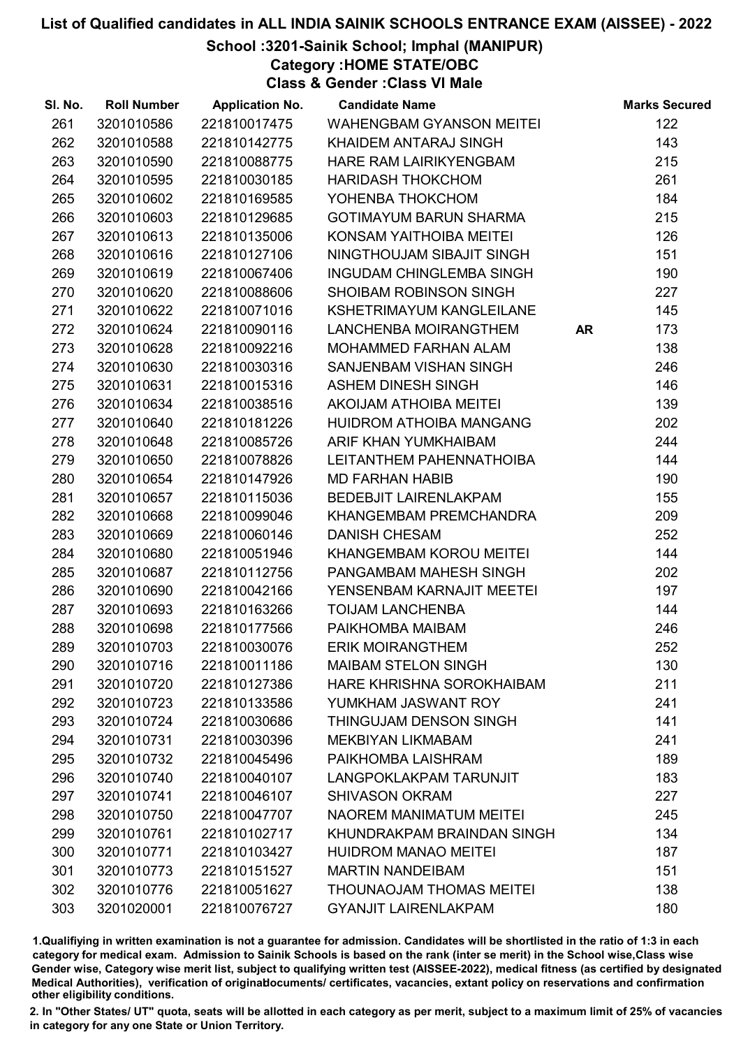# List of Qualified candidates in ALL INDIA SAINIK SCHOOLS ENTRANCE EXAM (AISSEE) - 2022

## School :3201-Sainik School; Imphal (MANIPUR)

### Category :HOME STATE/OBC

### Class & Gender :Class VI Male

| Sl. No. | Roll Number | Application No. | Candidate Name | | Marks Secured |
|---|---|---|---|---|---|
| 261 | 3201010586 | 221810017475 | WAHENGBAM GYANSON MEITEI | | 122 |
| 262 | 3201010588 | 221810142775 | KHAIDEM ANTARAJ SINGH | | 143 |
| 263 | 3201010590 | 221810088775 | HARE RAM LAIRIKYENGBAM | | 215 |
| 264 | 3201010595 | 221810030185 | HARIDASH THOKCHOM | | 261 |
| 265 | 3201010602 | 221810169585 | YOHENBA THOKCHOM | | 184 |
| 266 | 3201010603 | 221810129685 | GOTIMAYUM BARUN SHARMA | | 215 |
| 267 | 3201010613 | 221810135006 | KONSAM YAITHOIBA MEITEI | | 126 |
| 268 | 3201010616 | 221810127106 | NINGTHOUJAM SIBAJIT SINGH | | 151 |
| 269 | 3201010619 | 221810067406 | INGUDAM CHINGLEMBA SINGH | | 190 |
| 270 | 3201010620 | 221810088606 | SHOIBAM ROBINSON SINGH | | 227 |
| 271 | 3201010622 | 221810071016 | KSHETRIMAYUM KANGLEILANE | | 145 |
| 272 | 3201010624 | 221810090116 | LANCHENBA MOIRANGTHEM | AR | 173 |
| 273 | 3201010628 | 221810092216 | MOHAMMED FARHAN ALAM | | 138 |
| 274 | 3201010630 | 221810030316 | SANJENBAM VISHAN SINGH | | 246 |
| 275 | 3201010631 | 221810015316 | ASHEM DINESH SINGH | | 146 |
| 276 | 3201010634 | 221810038516 | AKOIJAM ATHOIBA MEITEI | | 139 |
| 277 | 3201010640 | 221810181226 | HUIDROM ATHOIBA MANGANG | | 202 |
| 278 | 3201010648 | 221810085726 | ARIF KHAN YUMKHAIBAM | | 244 |
| 279 | 3201010650 | 221810078826 | LEITANTHEM PAHENNATHOIBA | | 144 |
| 280 | 3201010654 | 221810147926 | MD FARHAN HABIB | | 190 |
| 281 | 3201010657 | 221810115036 | BEDEBJIT LAIRENLAKPAM | | 155 |
| 282 | 3201010668 | 221810099046 | KHANGEMBAM PREMCHANDRA | | 209 |
| 283 | 3201010669 | 221810060146 | DANISH CHESAM | | 252 |
| 284 | 3201010680 | 221810051946 | KHANGEMBAM KOROU MEITEI | | 144 |
| 285 | 3201010687 | 221810112756 | PANGAMBAM MAHESH SINGH | | 202 |
| 286 | 3201010690 | 221810042166 | YENSENBAM KARNAJIT MEETEI | | 197 |
| 287 | 3201010693 | 221810163266 | TOIJAM LANCHENBA | | 144 |
| 288 | 3201010698 | 221810177566 | PAIKHOMBA MAIBAM | | 246 |
| 289 | 3201010703 | 221810030076 | ERIK MOIRANGTHEM | | 252 |
| 290 | 3201010716 | 221810011186 | MAIBAM STELON SINGH | | 130 |
| 291 | 3201010720 | 221810127386 | HARE KHRISHNA SOROKHAIBAM | | 211 |
| 292 | 3201010723 | 221810133586 | YUMKHAM JASWANT ROY | | 241 |
| 293 | 3201010724 | 221810030686 | THINGUJAM DENSON SINGH | | 141 |
| 294 | 3201010731 | 221810030396 | MEKBIYAN LIKMABAM | | 241 |
| 295 | 3201010732 | 221810045496 | PAIKHOMBA LAISHRAM | | 189 |
| 296 | 3201010740 | 221810040107 | LANGPOKLAKPAM TARUNJIT | | 183 |
| 297 | 3201010741 | 221810046107 | SHIVASON OKRAM | | 227 |
| 298 | 3201010750 | 221810047707 | NAOREM MANIMATUM MEITEI | | 245 |
| 299 | 3201010761 | 221810102717 | KHUNDRAKPAM BRAINDAN SINGH | | 134 |
| 300 | 3201010771 | 221810103427 | HUIDROM MANAO MEITEI | | 187 |
| 301 | 3201010773 | 221810151527 | MARTIN NANDEIBAM | | 151 |
| 302 | 3201010776 | 221810051627 | THOUNAOJAM THOMAS MEITEI | | 138 |
| 303 | 3201020001 | 221810076727 | GYANJIT LAIRENLAKPAM | | 180 |

1.Qualifiying in written examination is not a guarantee for admission. Candidates will be shortlisted in the ratio of 1:3 in each category for medical exam. Admission to Sainik Schools is based on the rank (inter se merit) in the School wise,Class wise Gender wise, Category wise merit list, subject to qualifying written test (AISSEE-2022), medical fitness (as certified by designated Medical Authorities), verification of originaldocuments/ certificates, vacancies, extant policy on reservations and confirmation other eligibility conditions.

2. In "Other States/ UT" quota, seats will be allotted in each category as per merit, subject to a maximum limit of 25% of vacancies in category for any one State or Union Territory.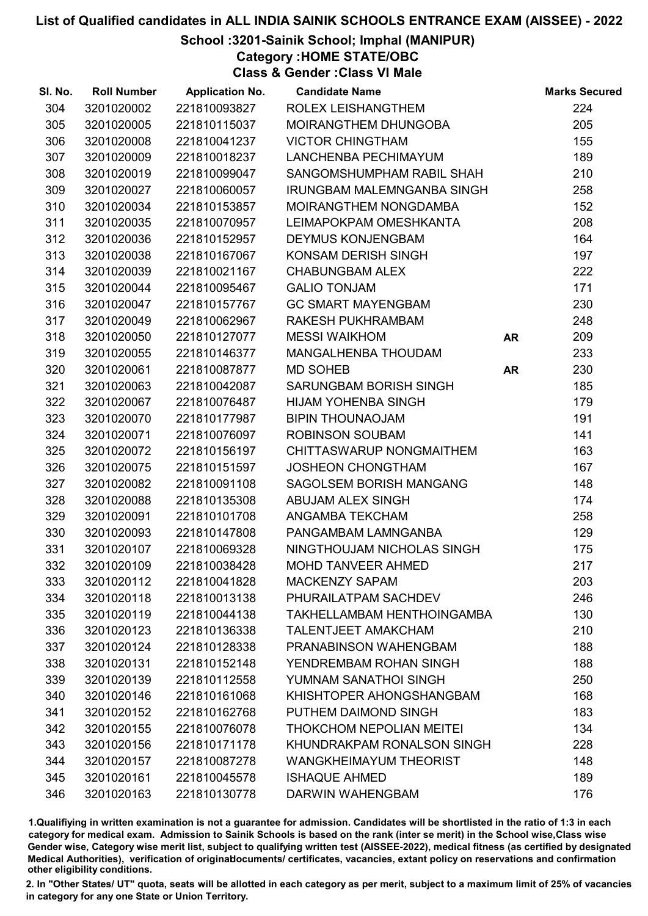# List of Qualified candidates in ALL INDIA SAINIK SCHOOLS ENTRANCE EXAM (AISSEE) - 2022

## School :3201-Sainik School; Imphal (MANIPUR)

### Category :HOME STATE/OBC

### Class & Gender :Class VI Male

| Sl. No. | Roll Number | Application No. | Candidate Name | | Marks Secured |
|---|---|---|---|---|---|
| 304 | 3201020002 | 221810093827 | ROLEX LEISHANGTHEM | | 224 |
| 305 | 3201020005 | 221810115037 | MOIRANGTHEM DHUNGOBA | | 205 |
| 306 | 3201020008 | 221810041237 | VICTOR CHINGTHAM | | 155 |
| 307 | 3201020009 | 221810018237 | LANCHENBA PECHIMAYUM | | 189 |
| 308 | 3201020019 | 221810099047 | SANGOMSHUMPHAM RABIL SHAH | | 210 |
| 309 | 3201020027 | 221810060057 | IRUNGBAM MALEMNGANBA SINGH | | 258 |
| 310 | 3201020034 | 221810153857 | MOIRANGTHEM NONGDAMBA | | 152 |
| 311 | 3201020035 | 221810070957 | LEIMAPOKPAM OMESHKANTA | | 208 |
| 312 | 3201020036 | 221810152957 | DEYMUS KONJENGBAM | | 164 |
| 313 | 3201020038 | 221810167067 | KONSAM DERISH SINGH | | 197 |
| 314 | 3201020039 | 221810021167 | CHABUNGBAM ALEX | | 222 |
| 315 | 3201020044 | 221810095467 | GALIO TONJAM | | 171 |
| 316 | 3201020047 | 221810157767 | GC SMART MAYENGBAM | | 230 |
| 317 | 3201020049 | 221810062967 | RAKESH PUKHRAMBAM | | 248 |
| 318 | 3201020050 | 221810127077 | MESSI WAIKHOM | AR | 209 |
| 319 | 3201020055 | 221810146377 | MANGALHENBA THOUDAM | | 233 |
| 320 | 3201020061 | 221810087877 | MD SOHEB | AR | 230 |
| 321 | 3201020063 | 221810042087 | SARUNGBAM BORISH SINGH | | 185 |
| 322 | 3201020067 | 221810076487 | HIJAM YOHENBA SINGH | | 179 |
| 323 | 3201020070 | 221810177987 | BIPIN THOUNAOJAM | | 191 |
| 324 | 3201020071 | 221810076097 | ROBINSON SOUBAM | | 141 |
| 325 | 3201020072 | 221810156197 | CHITTASWARUP NONGMAITHEM | | 163 |
| 326 | 3201020075 | 221810151597 | JOSHEON CHONGTHAM | | 167 |
| 327 | 3201020082 | 221810091108 | SAGOLSEM BORISH MANGANG | | 148 |
| 328 | 3201020088 | 221810135308 | ABUJAM ALEX SINGH | | 174 |
| 329 | 3201020091 | 221810101708 | ANGAMBA TEKCHAM | | 258 |
| 330 | 3201020093 | 221810147808 | PANGAMBAM LAMNGANBA | | 129 |
| 331 | 3201020107 | 221810069328 | NINGTHOUJAM NICHOLAS SINGH | | 175 |
| 332 | 3201020109 | 221810038428 | MOHD TANVEER AHMED | | 217 |
| 333 | 3201020112 | 221810041828 | MACKENZY SAPAM | | 203 |
| 334 | 3201020118 | 221810013138 | PHURAILATPAM SACHDEV | | 246 |
| 335 | 3201020119 | 221810044138 | TAKHELLAMBAM HENTHOINGAMBA | | 130 |
| 336 | 3201020123 | 221810136338 | TALENTJEET AMAKCHAM | | 210 |
| 337 | 3201020124 | 221810128338 | PRANABINSON WAHENGBAM | | 188 |
| 338 | 3201020131 | 221810152148 | YENDREMBAM ROHAN SINGH | | 188 |
| 339 | 3201020139 | 221810112558 | YUMNAM SANATHOI SINGH | | 250 |
| 340 | 3201020146 | 221810161068 | KHISHTOPER AHONGSHANGBAM | | 168 |
| 341 | 3201020152 | 221810162768 | PUTHEM DAIMOND SINGH | | 183 |
| 342 | 3201020155 | 221810076078 | THOKCHOM NEPOLIAN MEITEI | | 134 |
| 343 | 3201020156 | 221810171178 | KHUNDRAKPAM RONALSON SINGH | | 228 |
| 344 | 3201020157 | 221810087278 | WANGKHEIMAYUM THEORIST | | 148 |
| 345 | 3201020161 | 221810045578 | ISHAQUE AHMED | | 189 |
| 346 | 3201020163 | 221810130778 | DARWIN WAHENGBAM | | 176 |

1.Qualifiying in written examination is not a guarantee for admission. Candidates will be shortlisted in the ratio of 1:3 in each category for medical exam. Admission to Sainik Schools is based on the rank (inter se merit) in the School wise,Class wise Gender wise, Category wise merit list, subject to qualifying written test (AISSEE-2022), medical fitness (as certified by designated Medical Authorities), verification of originaldocuments/ certificates, vacancies, extant policy on reservations and confirmation other eligibility conditions.

2. In "Other States/ UT" quota, seats will be allotted in each category as per merit, subject to a maximum limit of 25% of vacancies in category for any one State or Union Territory.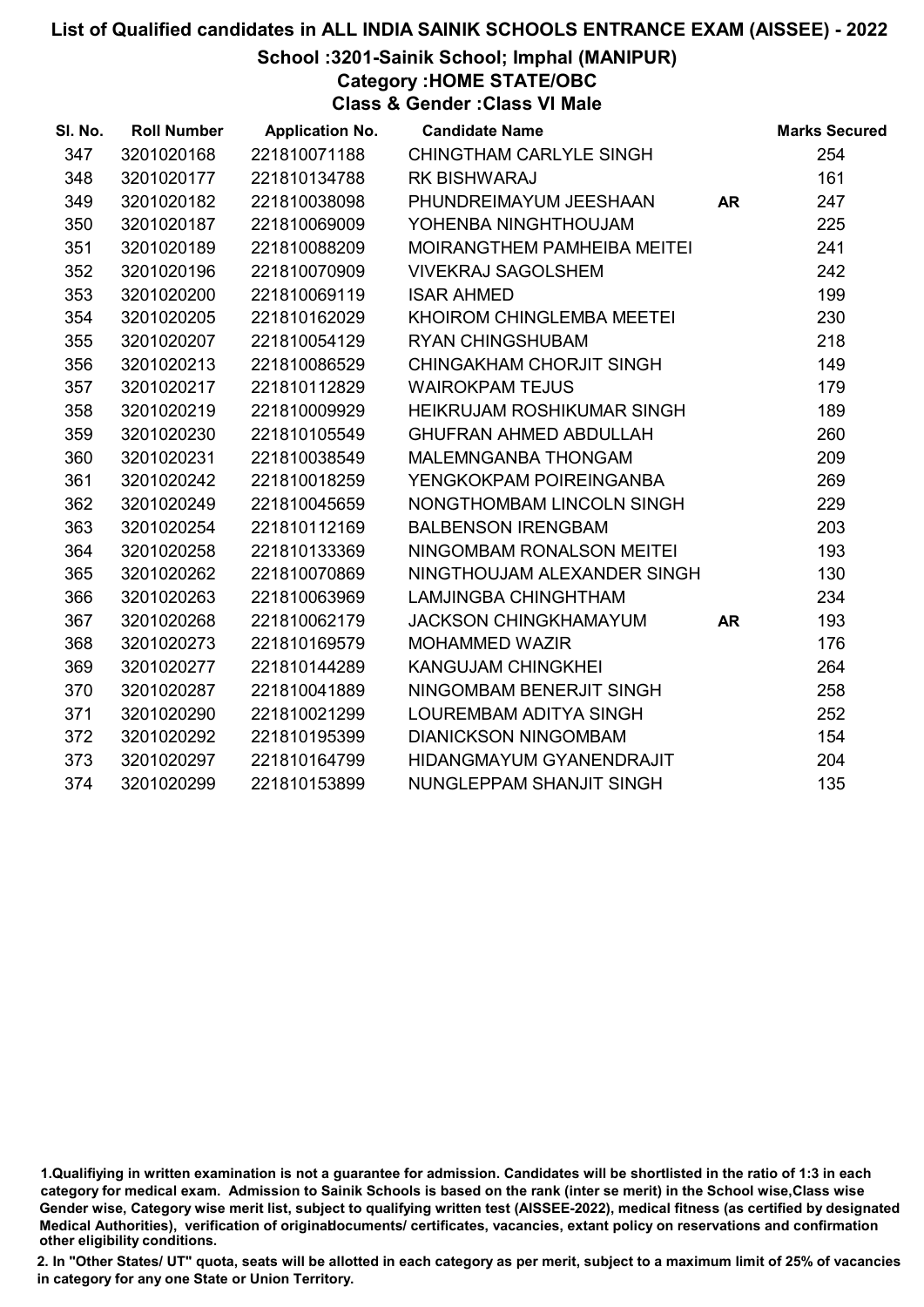# List of Qualified candidates in ALL INDIA SAINIK SCHOOLS ENTRANCE EXAM (AISSEE) - 2022

## School :3201-Sainik School; Imphal (MANIPUR)

### Category :HOME STATE/OBC

### Class & Gender :Class VI Male

| Sl. No. | Roll Number | Application No. | Candidate Name | | Marks Secured |
|---|---|---|---|---|---|
| 347 | 3201020168 | 221810071188 | CHINGTHAM CARLYLE SINGH | | 254 |
| 348 | 3201020177 | 221810134788 | RK BISHWARAJ | | 161 |
| 349 | 3201020182 | 221810038098 | PHUNDREIMAYUM JEESHAAN | AR | 247 |
| 350 | 3201020187 | 221810069009 | YOHENBA NINGHTHOUJAM | | 225 |
| 351 | 3201020189 | 221810088209 | MOIRANGTHEM PAMHEIBA MEITEI | | 241 |
| 352 | 3201020196 | 221810070909 | VIVEKRAJ SAGOLSHEM | | 242 |
| 353 | 3201020200 | 221810069119 | ISAR AHMED | | 199 |
| 354 | 3201020205 | 221810162029 | KHOIROM CHINGLEMBA MEETEI | | 230 |
| 355 | 3201020207 | 221810054129 | RYAN CHINGSHUBAM | | 218 |
| 356 | 3201020213 | 221810086529 | CHINGAKHAM CHORJIT SINGH | | 149 |
| 357 | 3201020217 | 221810112829 | WAIROKPAM TEJUS | | 179 |
| 358 | 3201020219 | 221810009929 | HEIKRUJAM ROSHIKUMAR SINGH | | 189 |
| 359 | 3201020230 | 221810105549 | GHUFRAN AHMED ABDULLAH | | 260 |
| 360 | 3201020231 | 221810038549 | MALEMNGANBA THONGAM | | 209 |
| 361 | 3201020242 | 221810018259 | YENGKOKPAM POIREINGANBA | | 269 |
| 362 | 3201020249 | 221810045659 | NONGTHOMBAM LINCOLN SINGH | | 229 |
| 363 | 3201020254 | 221810112169 | BALBENSON IRENGBAM | | 203 |
| 364 | 3201020258 | 221810133369 | NINGOMBAM RONALSON MEITEI | | 193 |
| 365 | 3201020262 | 221810070869 | NINGTHOUJAM ALEXANDER SINGH | | 130 |
| 366 | 3201020263 | 221810063969 | LAMJINGBA CHINGHTHAM | | 234 |
| 367 | 3201020268 | 221810062179 | JACKSON CHINGKHAMAYUM | AR | 193 |
| 368 | 3201020273 | 221810169579 | MOHAMMED WAZIR | | 176 |
| 369 | 3201020277 | 221810144289 | KANGUJAM CHINGKHEI | | 264 |
| 370 | 3201020287 | 221810041889 | NINGOMBAM BENERJIT SINGH | | 258 |
| 371 | 3201020290 | 221810021299 | LOUREMBAM ADITYA SINGH | | 252 |
| 372 | 3201020292 | 221810195399 | DIANICKSON NINGOMBAM | | 154 |
| 373 | 3201020297 | 221810164799 | HIDANGMAYUM GYANENDRAJIT | | 204 |
| 374 | 3201020299 | 221810153899 | NUNGLEPPAM SHANJIT SINGH | | 135 |

1.Qualifiying in written examination is not a guarantee for admission. Candidates will be shortlisted in the ratio of 1:3 in each category for medical exam. Admission to Sainik Schools is based on the rank (inter se merit) in the School wise,Class wise Gender wise, Category wise merit list, subject to qualifying written test (AISSEE-2022), medical fitness (as certified by designated Medical Authorities), verification of originaldocuments/ certificates, vacancies, extant policy on reservations and confirmation other eligibility conditions.

2. In "Other States/ UT" quota, seats will be allotted in each category as per merit, subject to a maximum limit of 25% of vacancies in category for any one State or Union Territory.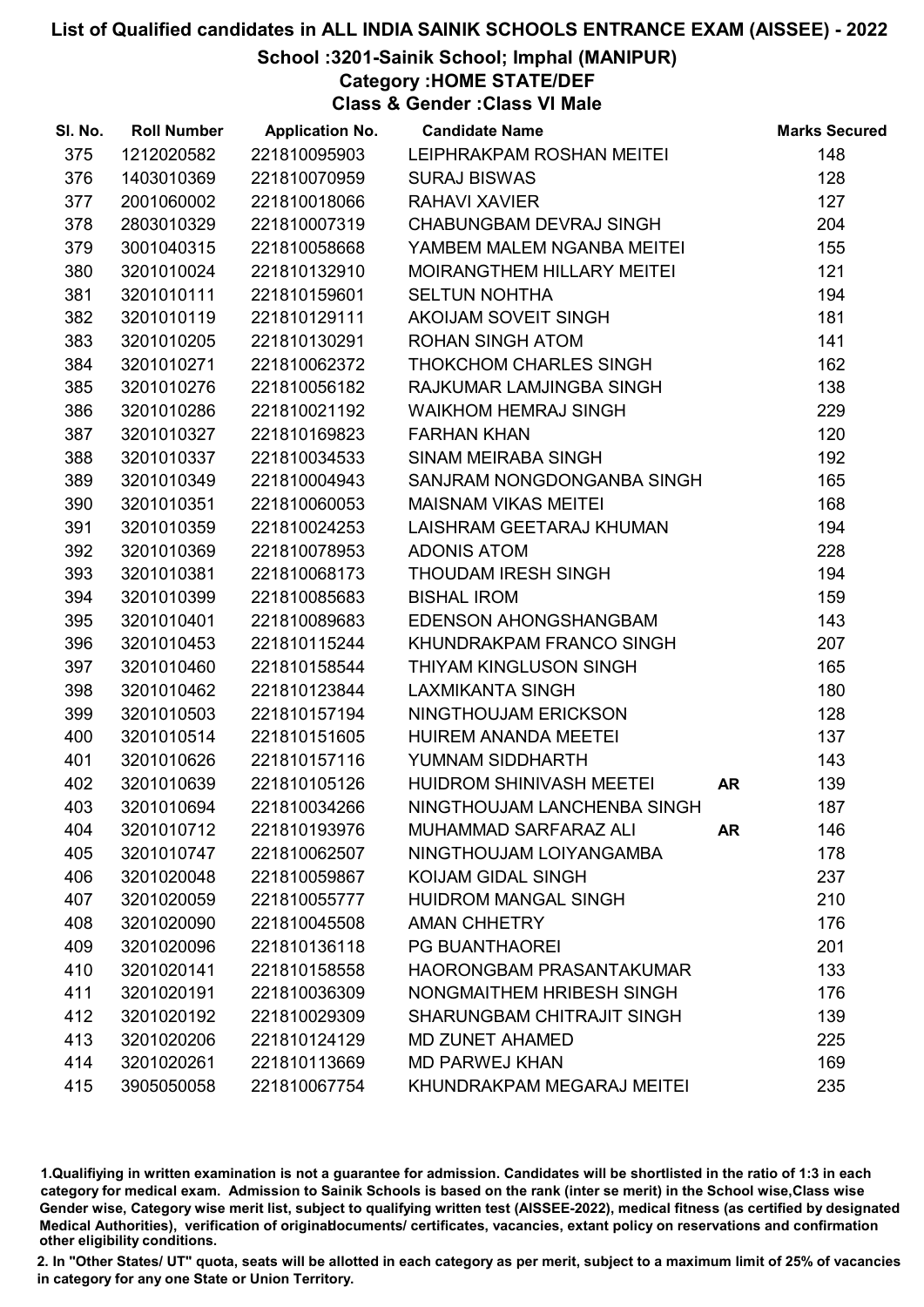# List of Qualified candidates in ALL INDIA SAINIK SCHOOLS ENTRANCE EXAM (AISSEE) - 2022

## School :3201-Sainik School; Imphal (MANIPUR)

### Category :HOME STATE/DEF

### Class & Gender :Class VI Male

| Sl. No. | Roll Number | Application No. | Candidate Name | | Marks Secured |
|---|---|---|---|---|---|
| 375 | 1212020582 | 221810095903 | LEIPHRAKPAM ROSHAN MEITEI | | 148 |
| 376 | 1403010369 | 221810070959 | SURAJ BISWAS | | 128 |
| 377 | 2001060002 | 221810018066 | RAHAVI XAVIER | | 127 |
| 378 | 2803010329 | 221810007319 | CHABUNGBAM DEVRAJ SINGH | | 204 |
| 379 | 3001040315 | 221810058668 | YAMBEM MALEM NGANBA MEITEI | | 155 |
| 380 | 3201010024 | 221810132910 | MOIRANGTHEM HILLARY MEITEI | | 121 |
| 381 | 3201010111 | 221810159601 | SELTUN NOHTHA | | 194 |
| 382 | 3201010119 | 221810129111 | AKOIJAM SOVEIT SINGH | | 181 |
| 383 | 3201010205 | 221810130291 | ROHAN SINGH ATOM | | 141 |
| 384 | 3201010271 | 221810062372 | THOKCHOM CHARLES SINGH | | 162 |
| 385 | 3201010276 | 221810056182 | RAJKUMAR LAMJINGBA SINGH | | 138 |
| 386 | 3201010286 | 221810021192 | WAIKHOM HEMRAJ SINGH | | 229 |
| 387 | 3201010327 | 221810169823 | FARHAN KHAN | | 120 |
| 388 | 3201010337 | 221810034533 | SINAM MEIRABA SINGH | | 192 |
| 389 | 3201010349 | 221810004943 | SANJRAM NONGDONGANBA SINGH | | 165 |
| 390 | 3201010351 | 221810060053 | MAISNAM VIKAS MEITEI | | 168 |
| 391 | 3201010359 | 221810024253 | LAISHRAM GEETARAJ KHUMAN | | 194 |
| 392 | 3201010369 | 221810078953 | ADONIS ATOM | | 228 |
| 393 | 3201010381 | 221810068173 | THOUDAM IRESH SINGH | | 194 |
| 394 | 3201010399 | 221810085683 | BISHAL IROM | | 159 |
| 395 | 3201010401 | 221810089683 | EDENSON AHONGSHANGBAM | | 143 |
| 396 | 3201010453 | 221810115244 | KHUNDRAKPAM FRANCO SINGH | | 207 |
| 397 | 3201010460 | 221810158544 | THIYAM KINGLUSON SINGH | | 165 |
| 398 | 3201010462 | 221810123844 | LAXMIKANTA SINGH | | 180 |
| 399 | 3201010503 | 221810157194 | NINGTHOUJAM ERICKSON | | 128 |
| 400 | 3201010514 | 221810151605 | HUIREM ANANDA MEETEI | | 137 |
| 401 | 3201010626 | 221810157116 | YUMNAM SIDDHARTH | | 143 |
| 402 | 3201010639 | 221810105126 | HUIDROM SHINIVASH MEETEI | AR | 139 |
| 403 | 3201010694 | 221810034266 | NINGTHOUJAM LANCHENBA SINGH | | 187 |
| 404 | 3201010712 | 221810193976 | MUHAMMAD SARFARAZ ALI | AR | 146 |
| 405 | 3201010747 | 221810062507 | NINGTHOUJAM LOIYANGAMBA | | 178 |
| 406 | 3201020048 | 221810059867 | KOIJAM GIDAL SINGH | | 237 |
| 407 | 3201020059 | 221810055777 | HUIDROM MANGAL SINGH | | 210 |
| 408 | 3201020090 | 221810045508 | AMAN CHHETRY | | 176 |
| 409 | 3201020096 | 221810136118 | PG BUANTHAOREI | | 201 |
| 410 | 3201020141 | 221810158558 | HAORONGBAM PRASANTAKUMAR | | 133 |
| 411 | 3201020191 | 221810036309 | NONGMAITHEM HRIBESH SINGH | | 176 |
| 412 | 3201020192 | 221810029309 | SHARUNGBAM CHITRAJIT SINGH | | 139 |
| 413 | 3201020206 | 221810124129 | MD ZUNET AHAMED | | 225 |
| 414 | 3201020261 | 221810113669 | MD PARWEJ KHAN | | 169 |
| 415 | 3905050058 | 221810067754 | KHUNDRAKPAM MEGARAJ MEITEI | | 235 |

1.Qualifiying in written examination is not a guarantee for admission. Candidates will be shortlisted in the ratio of 1:3 in each category for medical exam. Admission to Sainik Schools is based on the rank (inter se merit) in the School wise,Class wise Gender wise, Category wise merit list, subject to qualifying written test (AISSEE-2022), medical fitness (as certified by designated Medical Authorities), verification of originaldocuments/ certificates, vacancies, extant policy on reservations and confirmation other eligibility conditions.

2. In "Other States/ UT" quota, seats will be allotted in each category as per merit, subject to a maximum limit of 25% of vacancies in category for any one State or Union Territory.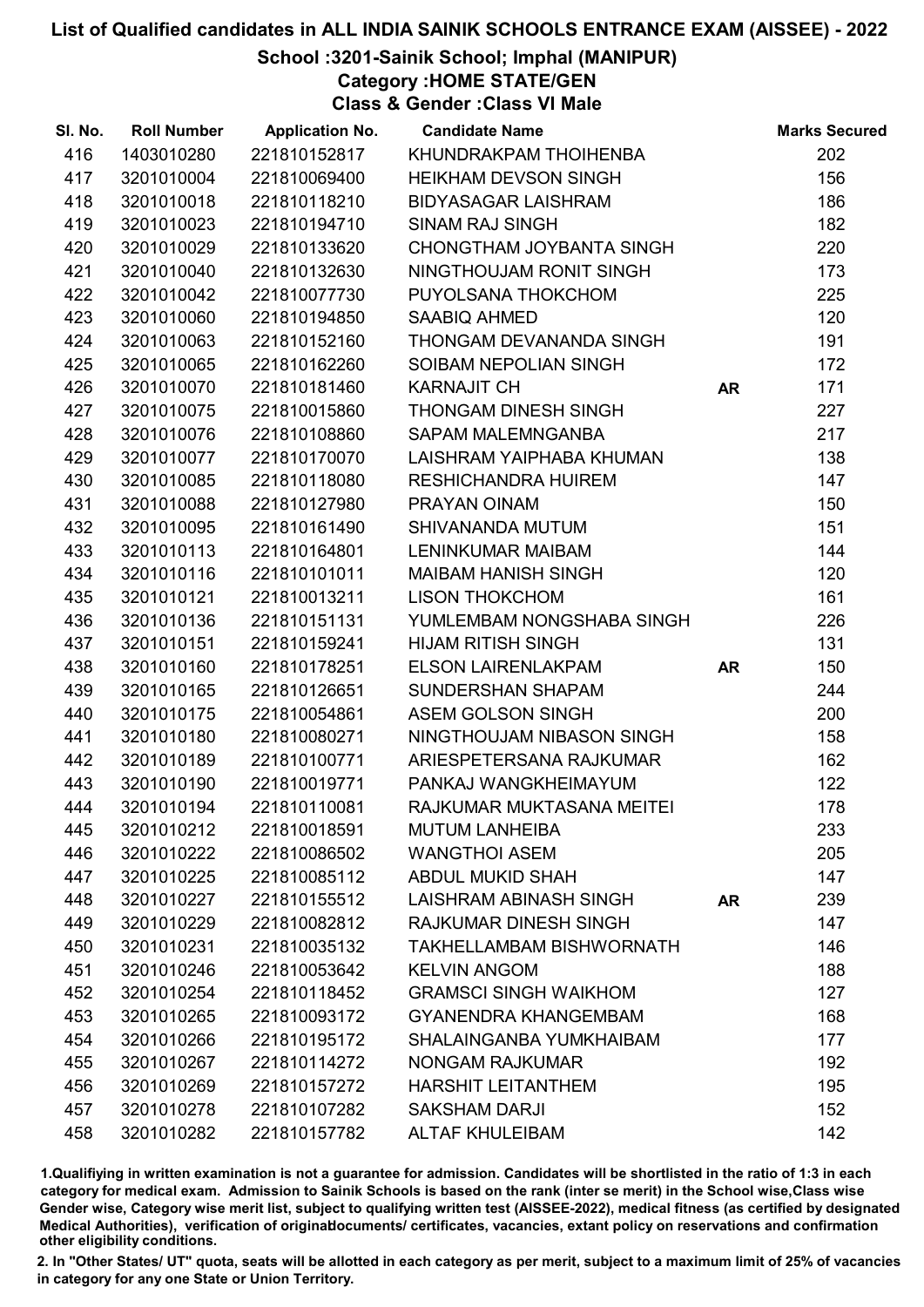# List of Qualified candidates in ALL INDIA SAINIK SCHOOLS ENTRANCE EXAM (AISSEE) - 2022

## School :3201-Sainik School; Imphal (MANIPUR)

### Category :HOME STATE/GEN

### Class & Gender :Class VI Male

| Sl. No. | Roll Number | Application No. | Candidate Name | | Marks Secured |
|---|---|---|---|---|---|
| 416 | 1403010280 | 221810152817 | KHUNDRAKPAM THOIHENBA | | 202 |
| 417 | 3201010004 | 221810069400 | HEIKHAM DEVSON SINGH | | 156 |
| 418 | 3201010018 | 221810118210 | BIDYASAGAR LAISHRAM | | 186 |
| 419 | 3201010023 | 221810194710 | SINAM RAJ SINGH | | 182 |
| 420 | 3201010029 | 221810133620 | CHONGTHAM JOYBANTA SINGH | | 220 |
| 421 | 3201010040 | 221810132630 | NINGTHOUJAM RONIT SINGH | | 173 |
| 422 | 3201010042 | 221810077730 | PUYOLSANA THOKCHOM | | 225 |
| 423 | 3201010060 | 221810194850 | SAABIQ AHMED | | 120 |
| 424 | 3201010063 | 221810152160 | THONGAM DEVANANDA SINGH | | 191 |
| 425 | 3201010065 | 221810162260 | SOIBAM NEPOLIAN SINGH | | 172 |
| 426 | 3201010070 | 221810181460 | KARNAJIT CH | AR | 171 |
| 427 | 3201010075 | 221810015860 | THONGAM DINESH SINGH | | 227 |
| 428 | 3201010076 | 221810108860 | SAPAM MALEMNGANBA | | 217 |
| 429 | 3201010077 | 221810170070 | LAISHRAM YAIPHABA KHUMAN | | 138 |
| 430 | 3201010085 | 221810118080 | RESHICHANDRA HUIREM | | 147 |
| 431 | 3201010088 | 221810127980 | PRAYAN OINAM | | 150 |
| 432 | 3201010095 | 221810161490 | SHIVANANDA MUTUM | | 151 |
| 433 | 3201010113 | 221810164801 | LENINKUMAR MAIBAM | | 144 |
| 434 | 3201010116 | 221810101011 | MAIBAM HANISH SINGH | | 120 |
| 435 | 3201010121 | 221810013211 | LISON THOKCHOM | | 161 |
| 436 | 3201010136 | 221810151131 | YUMLEMBAM NONGSHABA SINGH | | 226 |
| 437 | 3201010151 | 221810159241 | HIJAM RITISH SINGH | | 131 |
| 438 | 3201010160 | 221810178251 | ELSON LAIRENLAKPAM | AR | 150 |
| 439 | 3201010165 | 221810126651 | SUNDERSHAN SHAPAM | | 244 |
| 440 | 3201010175 | 221810054861 | ASEM GOLSON SINGH | | 200 |
| 441 | 3201010180 | 221810080271 | NINGTHOUJAM NIBASON SINGH | | 158 |
| 442 | 3201010189 | 221810100771 | ARIESPETERSANA RAJKUMAR | | 162 |
| 443 | 3201010190 | 221810019771 | PANKAJ WANGKHEIMAYUM | | 122 |
| 444 | 3201010194 | 221810110081 | RAJKUMAR MUKTASANA MEITEI | | 178 |
| 445 | 3201010212 | 221810018591 | MUTUM LANHEIBA | | 233 |
| 446 | 3201010222 | 221810086502 | WANGTHOI ASEM | | 205 |
| 447 | 3201010225 | 221810085112 | ABDUL MUKID SHAH | | 147 |
| 448 | 3201010227 | 221810155512 | LAISHRAM ABINASH SINGH | AR | 239 |
| 449 | 3201010229 | 221810082812 | RAJKUMAR DINESH SINGH | | 147 |
| 450 | 3201010231 | 221810035132 | TAKHELLAMBAM BISHWORNATH | | 146 |
| 451 | 3201010246 | 221810053642 | KELVIN ANGOM | | 188 |
| 452 | 3201010254 | 221810118452 | GRAMSCI SINGH WAIKHOM | | 127 |
| 453 | 3201010265 | 221810093172 | GYANENDRA KHANGEMBAM | | 168 |
| 454 | 3201010266 | 221810195172 | SHALAINGANBA YUMKHAIBAM | | 177 |
| 455 | 3201010267 | 221810114272 | NONGAM RAJKUMAR | | 192 |
| 456 | 3201010269 | 221810157272 | HARSHIT LEITANTHEM | | 195 |
| 457 | 3201010278 | 221810107282 | SAKSHAM DARJI | | 152 |
| 458 | 3201010282 | 221810157782 | ALTAF KHULEIBAM | | 142 |

1.Qualifiying in written examination is not a guarantee for admission. Candidates will be shortlisted in the ratio of 1:3 in each category for medical exam. Admission to Sainik Schools is based on the rank (inter se merit) in the School wise,Class wise Gender wise, Category wise merit list, subject to qualifying written test (AISSEE-2022), medical fitness (as certified by designated Medical Authorities), verification of originaldocuments/ certificates, vacancies, extant policy on reservations and confirmation other eligibility conditions.

2. In "Other States/ UT" quota, seats will be allotted in each category as per merit, subject to a maximum limit of 25% of vacancies in category for any one State or Union Territory.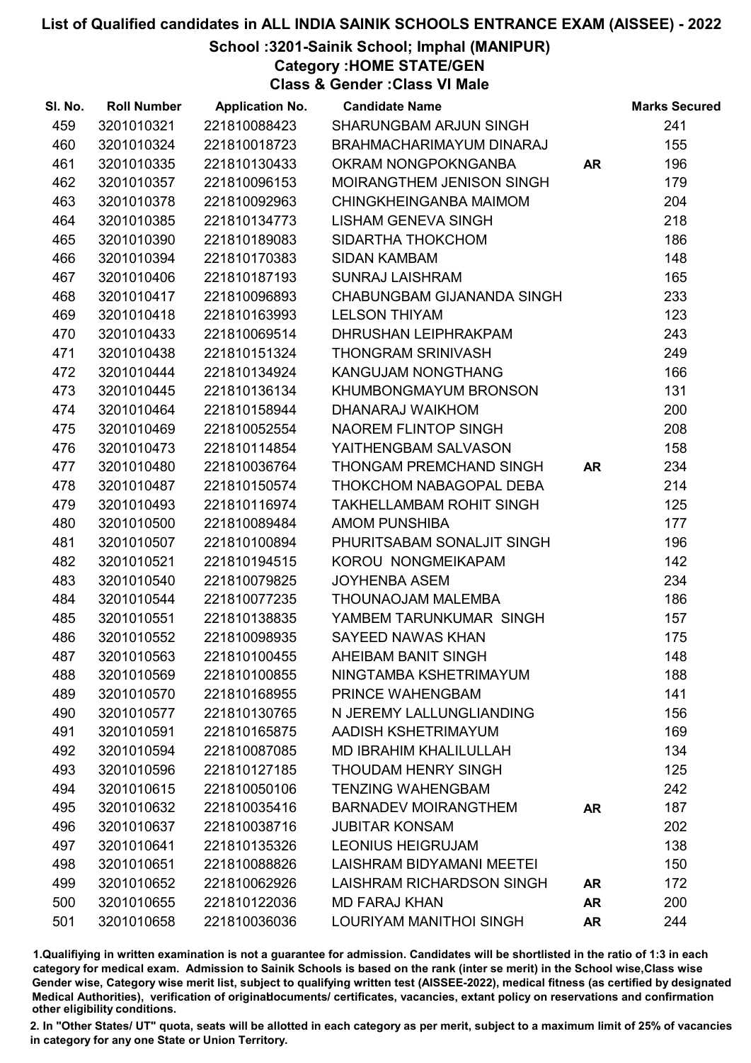# List of Qualified candidates in ALL INDIA SAINIK SCHOOLS ENTRANCE EXAM (AISSEE) - 2022

## School :3201-Sainik School; Imphal (MANIPUR)

### Category :HOME STATE/GEN

### Class & Gender :Class VI Male

| Sl. No. | Roll Number | Application No. | Candidate Name | | Marks Secured |
|---|---|---|---|---|---|
| 459 | 3201010321 | 221810088423 | SHARUNGBAM ARJUN SINGH | | 241 |
| 460 | 3201010324 | 221810018723 | BRAHMACHARIMAYUM DINARAJ | | 155 |
| 461 | 3201010335 | 221810130433 | OKRAM NONGPOKNGANBA | AR | 196 |
| 462 | 3201010357 | 221810096153 | MOIRANGTHEM JENISON SINGH | | 179 |
| 463 | 3201010378 | 221810092963 | CHINGKHEINGANBA MAIMOM | | 204 |
| 464 | 3201010385 | 221810134773 | LISHAM GENEVA SINGH | | 218 |
| 465 | 3201010390 | 221810189083 | SIDARTHA THOKCHOM | | 186 |
| 466 | 3201010394 | 221810170383 | SIDAN KAMBAM | | 148 |
| 467 | 3201010406 | 221810187193 | SUNRAJ LAISHRAM | | 165 |
| 468 | 3201010417 | 221810096893 | CHABUNGBAM GIJANANDA SINGH | | 233 |
| 469 | 3201010418 | 221810163993 | LELSON THIYAM | | 123 |
| 470 | 3201010433 | 221810069514 | DHRUSHAN LEIPHRAKPAM | | 243 |
| 471 | 3201010438 | 221810151324 | THONGRAM SRINIVASH | | 249 |
| 472 | 3201010444 | 221810134924 | KANGUJAM NONGTHANG | | 166 |
| 473 | 3201010445 | 221810136134 | KHUMBONGMAYUM BRONSON | | 131 |
| 474 | 3201010464 | 221810158944 | DHANARAJ WAIKHOM | | 200 |
| 475 | 3201010469 | 221810052554 | NAOREM FLINTOP SINGH | | 208 |
| 476 | 3201010473 | 221810114854 | YAITHENGBAM SALVASON | | 158 |
| 477 | 3201010480 | 221810036764 | THONGAM PREMCHAND SINGH | AR | 234 |
| 478 | 3201010487 | 221810150574 | THOKCHOM NABAGOPAL DEBA | | 214 |
| 479 | 3201010493 | 221810116974 | TAKHELLAMBAM ROHIT SINGH | | 125 |
| 480 | 3201010500 | 221810089484 | AMOM PUNSHIBA | | 177 |
| 481 | 3201010507 | 221810100894 | PHURITSABAM SONALJIT SINGH | | 196 |
| 482 | 3201010521 | 221810194515 | KOROU NONGMEIKAPAM | | 142 |
| 483 | 3201010540 | 221810079825 | JOYHENBA ASEM | | 234 |
| 484 | 3201010544 | 221810077235 | THOUNAOJAM MALEMBA | | 186 |
| 485 | 3201010551 | 221810138835 | YAMBEM TARUNKUMAR SINGH | | 157 |
| 486 | 3201010552 | 221810098935 | SAYEED NAWAS KHAN | | 175 |
| 487 | 3201010563 | 221810100455 | AHEIBAM BANIT SINGH | | 148 |
| 488 | 3201010569 | 221810100855 | NINGTAMBA KSHETRIMAYUM | | 188 |
| 489 | 3201010570 | 221810168955 | PRINCE WAHENGBAM | | 141 |
| 490 | 3201010577 | 221810130765 | N JEREMY LALLUNGLIANDING | | 156 |
| 491 | 3201010591 | 221810165875 | AADISH KSHETRIMAYUM | | 169 |
| 492 | 3201010594 | 221810087085 | MD IBRAHIM KHALILULLAH | | 134 |
| 493 | 3201010596 | 221810127185 | THOUDAM HENRY SINGH | | 125 |
| 494 | 3201010615 | 221810050106 | TENZING WAHENGBAM | | 242 |
| 495 | 3201010632 | 221810035416 | BARNADEV MOIRANGTHEM | AR | 187 |
| 496 | 3201010637 | 221810038716 | JUBITAR KONSAM | | 202 |
| 497 | 3201010641 | 221810135326 | LEONIUS HEIGRUJAM | | 138 |
| 498 | 3201010651 | 221810088826 | LAISHRAM BIDYAMANI MEETEI | | 150 |
| 499 | 3201010652 | 221810062926 | LAISHRAM RICHARDSON SINGH | AR | 172 |
| 500 | 3201010655 | 221810122036 | MD FARAJ KHAN | AR | 200 |
| 501 | 3201010658 | 221810036036 | LOURIYAM MANITHOI SINGH | AR | 244 |

1.Qualifiying in written examination is not a guarantee for admission. Candidates will be shortlisted in the ratio of 1:3 in each category for medical exam. Admission to Sainik Schools is based on the rank (inter se merit) in the School wise,Class wise Gender wise, Category wise merit list, subject to qualifying written test (AISSEE-2022), medical fitness (as certified by designated Medical Authorities), verification of originaldocuments/ certificates, vacancies, extant policy on reservations and confirmation other eligibility conditions.

2. In "Other States/ UT" quota, seats will be allotted in each category as per merit, subject to a maximum limit of 25% of vacancies in category for any one State or Union Territory.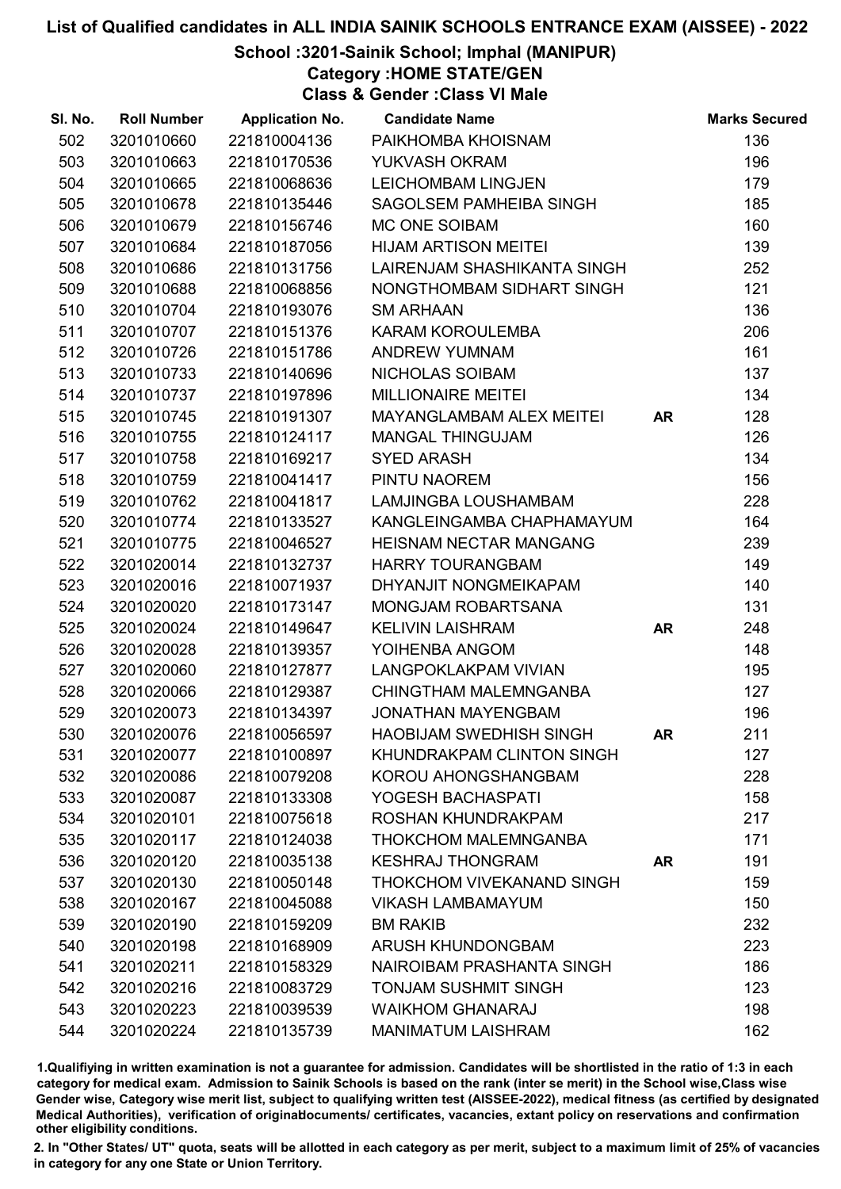# List of Qualified candidates in ALL INDIA SAINIK SCHOOLS ENTRANCE EXAM (AISSEE) - 2022

## School :3201-Sainik School; Imphal (MANIPUR)

### Category :HOME STATE/GEN

### Class & Gender :Class VI Male

| Sl. No. | Roll Number | Application No. | Candidate Name | | Marks Secured |
|---|---|---|---|---|---|
| 502 | 3201010660 | 221810004136 | PAIKHOMBA KHOISNAM | | 136 |
| 503 | 3201010663 | 221810170536 | YUKVASH OKRAM | | 196 |
| 504 | 3201010665 | 221810068636 | LEICHOMBAM LINGJEN | | 179 |
| 505 | 3201010678 | 221810135446 | SAGOLSEM PAMHEIBA SINGH | | 185 |
| 506 | 3201010679 | 221810156746 | MC ONE SOIBAM | | 160 |
| 507 | 3201010684 | 221810187056 | HIJAM ARTISON MEITEI | | 139 |
| 508 | 3201010686 | 221810131756 | LAIRENJAM SHASHIKANTA SINGH | | 252 |
| 509 | 3201010688 | 221810068856 | NONGTHOMBAM SIDHART SINGH | | 121 |
| 510 | 3201010704 | 221810193076 | SM ARHAAN | | 136 |
| 511 | 3201010707 | 221810151376 | KARAM KOROULEMBA | | 206 |
| 512 | 3201010726 | 221810151786 | ANDREW YUMNAM | | 161 |
| 513 | 3201010733 | 221810140696 | NICHOLAS SOIBAM | | 137 |
| 514 | 3201010737 | 221810197896 | MILLIONAIRE MEITEI | | 134 |
| 515 | 3201010745 | 221810191307 | MAYANGLAMBAM ALEX MEITEI | AR | 128 |
| 516 | 3201010755 | 221810124117 | MANGAL THINGUJAM | | 126 |
| 517 | 3201010758 | 221810169217 | SYED ARASH | | 134 |
| 518 | 3201010759 | 221810041417 | PINTU NAOREM | | 156 |
| 519 | 3201010762 | 221810041817 | LAMJINGBA LOUSHAMBAM | | 228 |
| 520 | 3201010774 | 221810133527 | KANGLEINGAMBA CHAPHAMAYUM | | 164 |
| 521 | 3201010775 | 221810046527 | HEISNAM NECTAR MANGANG | | 239 |
| 522 | 3201020014 | 221810132737 | HARRY TOURANGBAM | | 149 |
| 523 | 3201020016 | 221810071937 | DHYANJIT NONGMEIKAPAM | | 140 |
| 524 | 3201020020 | 221810173147 | MONGJAM ROBARTSANA | | 131 |
| 525 | 3201020024 | 221810149647 | KELIVIN LAISHRAM | AR | 248 |
| 526 | 3201020028 | 221810139357 | YOIHENBA ANGOM | | 148 |
| 527 | 3201020060 | 221810127877 | LANGPOKLAKPAM VIVIAN | | 195 |
| 528 | 3201020066 | 221810129387 | CHINGTHAM MALEMNGANBA | | 127 |
| 529 | 3201020073 | 221810134397 | JONATHAN MAYENGBAM | | 196 |
| 530 | 3201020076 | 221810056597 | HAOBIJAM SWEDHISH SINGH | AR | 211 |
| 531 | 3201020077 | 221810100897 | KHUNDRAKPAM CLINTON SINGH | | 127 |
| 532 | 3201020086 | 221810079208 | KOROU AHONGSHANGBAM | | 228 |
| 533 | 3201020087 | 221810133308 | YOGESH BACHASPATI | | 158 |
| 534 | 3201020101 | 221810075618 | ROSHAN KHUNDRAKPAM | | 217 |
| 535 | 3201020117 | 221810124038 | THOKCHOM MALEMNGANBA | | 171 |
| 536 | 3201020120 | 221810035138 | KESHRAJ THONGRAM | AR | 191 |
| 537 | 3201020130 | 221810050148 | THOKCHOM VIVEKANAND SINGH | | 159 |
| 538 | 3201020167 | 221810045088 | VIKASH LAMBAMAYUM | | 150 |
| 539 | 3201020190 | 221810159209 | BM RAKIB | | 232 |
| 540 | 3201020198 | 221810168909 | ARUSH KHUNDONGBAM | | 223 |
| 541 | 3201020211 | 221810158329 | NAIROIBAM PRASHANTA SINGH | | 186 |
| 542 | 3201020216 | 221810083729 | TONJAM SUSHMIT SINGH | | 123 |
| 543 | 3201020223 | 221810039539 | WAIKHOM GHANARAJ | | 198 |
| 544 | 3201020224 | 221810135739 | MANIMATUM LAISHRAM | | 162 |

1.Qualifying in written examination is not a guarantee for admission. Candidates will be shortlisted in the ratio of 1:3 in each category for medical exam. Admission to Sainik Schools is based on the rank (inter se merit) in the School wise,Class wise Gender wise, Category wise merit list, subject to qualifying written test (AISSEE-2022), medical fitness (as certified by designated Medical Authorities), verification of originaldocuments/ certificates, vacancies, extant policy on reservations and confirmation other eligibility conditions.

2. In "Other States/ UT" quota, seats will be allotted in each category as per merit, subject to a maximum limit of 25% of vacancies in category for any one State or Union Territory.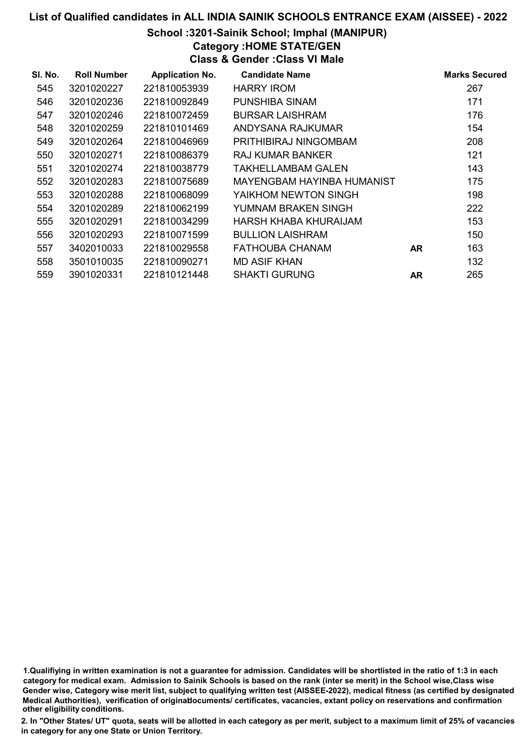# List of Qualified candidates in ALL INDIA SAINIK SCHOOLS ENTRANCE EXAM (AISSEE) - 2022

## School :3201-Sainik School; Imphal (MANIPUR)

### Category :HOME STATE/GEN

### Class & Gender :Class VI Male

| Sl. No. | Roll Number | Application No. | Candidate Name | | Marks Secured |
|---|---|---|---|---|---|
| 545 | 3201020227 | 221810053939 | HARRY IROM | | 267 |
| 546 | 3201020236 | 221810092849 | PUNSHIBA SINAM | | 171 |
| 547 | 3201020246 | 221810072459 | BURSAR LAISHRAM | | 176 |
| 548 | 3201020259 | 221810101469 | ANDYSANA RAJKUMAR | | 154 |
| 549 | 3201020264 | 221810046969 | PRITHIBIRAJ NINGOMBAM | | 208 |
| 550 | 3201020271 | 221810086379 | RAJ KUMAR BANKER | | 121 |
| 551 | 3201020274 | 221810038779 | TAKHELLAMBAM GALEN | | 143 |
| 552 | 3201020283 | 221810075689 | MAYENGBAM HAYINBA HUMANIST | | 175 |
| 553 | 3201020288 | 221810068099 | YAIKHOM NEWTON SINGH | | 198 |
| 554 | 3201020289 | 221810062199 | YUMNAM BRAKEN SINGH | | 222 |
| 555 | 3201020291 | 221810034299 | HARSH KHABA KHURAIJAM | | 153 |
| 556 | 3201020293 | 221810071599 | BULLION LAISHRAM | | 150 |
| 557 | 3402010033 | 221810029558 | FATHOUBA CHANAM | AR | 163 |
| 558 | 3501010035 | 221810090271 | MD ASIF KHAN | | 132 |
| 559 | 3901020331 | 221810121448 | SHAKTI GURUNG | AR | 265 |

1.Qualifiying in written examination is not a guarantee for admission. Candidates will be shortlisted in the ratio of 1:3 in each category for medical exam. Admission to Sainik Schools is based on the rank (inter se merit) in the School wise,Class wise Gender wise, Category wise merit list, subject to qualifying written test (AISSEE-2022), medical fitness (as certified by designated Medical Authorities), verification of originaldocuments/ certificates, vacancies, extant policy on reservations and confirmation other eligibility conditions.

2. In "Other States/ UT" quota, seats will be allotted in each category as per merit, subject to a maximum limit of 25% of vacancies in category for any one State or Union Territory.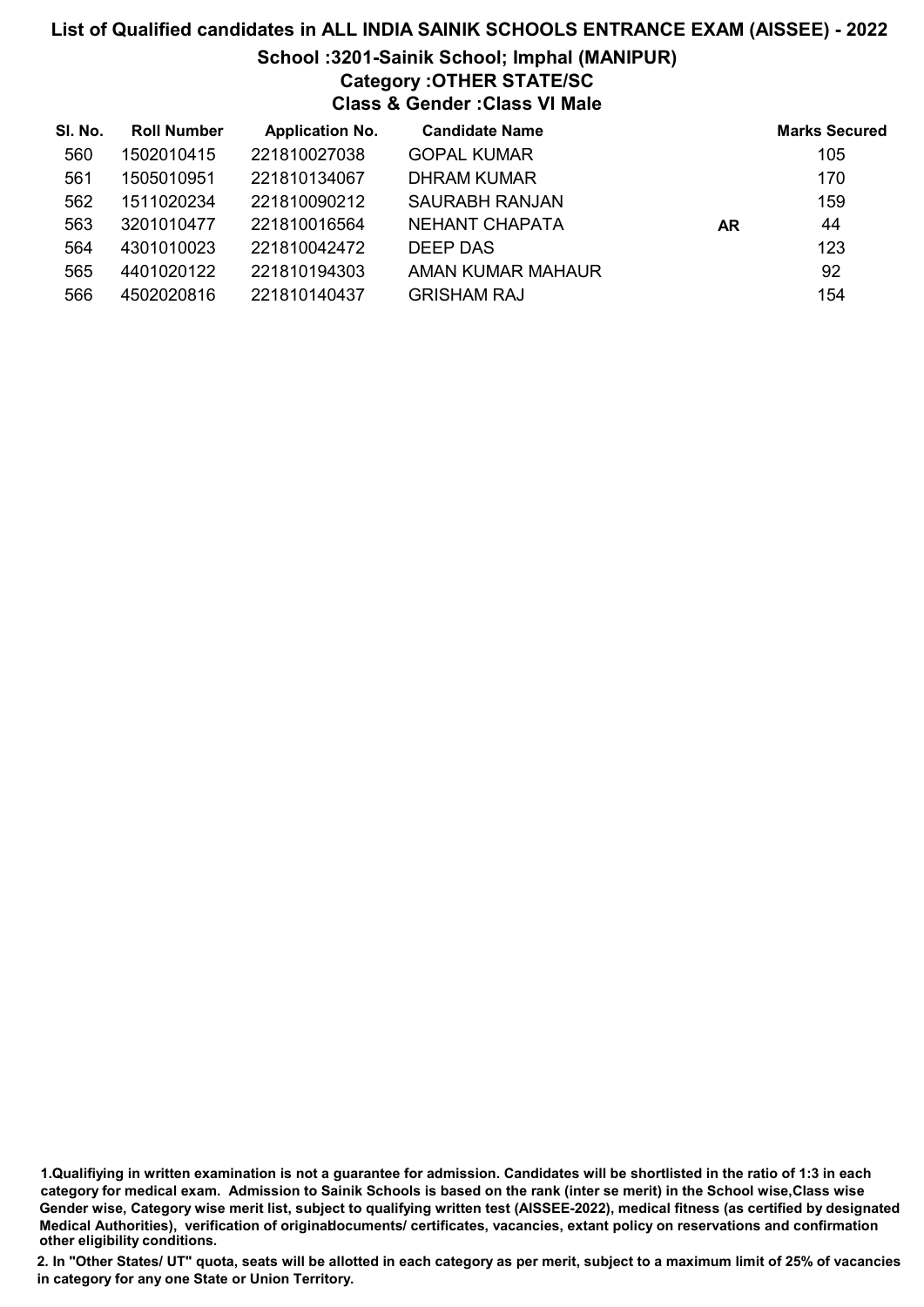# List of Qualified candidates in ALL INDIA SAINIK SCHOOLS ENTRANCE EXAM (AISSEE) - 2022

## School :3201-Sainik School; Imphal (MANIPUR)

### Category :OTHER STATE/SC

### Class & Gender :Class VI Male

| Sl. No. | Roll Number | Application No. | Candidate Name | | Marks Secured |
|---|---|---|---|---|---|
| 560 | 1502010415 | 221810027038 | GOPAL KUMAR | | 105 |
| 561 | 1505010951 | 221810134067 | DHRAM KUMAR | | 170 |
| 562 | 1511020234 | 221810090212 | SAURABH RANJAN | | 159 |
| 563 | 3201010477 | 221810016564 | NEHANT CHAPATA | **AR** | 44 |
| 564 | 4301010023 | 221810042472 | DEEP DAS | | 123 |
| 565 | 4401020122 | 221810194303 | AMAN KUMAR MAHAUR | | 92 |
| 566 | 4502020816 | 221810140437 | GRISHAM RAJ | | 154 |

**1.Qualifiying in written examination is not a guarantee for admission. Candidates will be shortlisted in the ratio of 1:3 in each category for medical exam. Admission to Sainik Schools is based on the rank (inter se merit) in the School wise,Class wise Gender wise, Category wise merit list, subject to qualifying written test (AISSEE-2022), medical fitness (as certified by designated Medical Authorities), verification of originaldocuments/ certificates, vacancies, extant policy on reservations and confirmation other eligibility conditions.**

**2. In "Other States/ UT" quota, seats will be allotted in each category as per merit, subject to a maximum limit of 25% of vacancies in category for any one State or Union Territory.**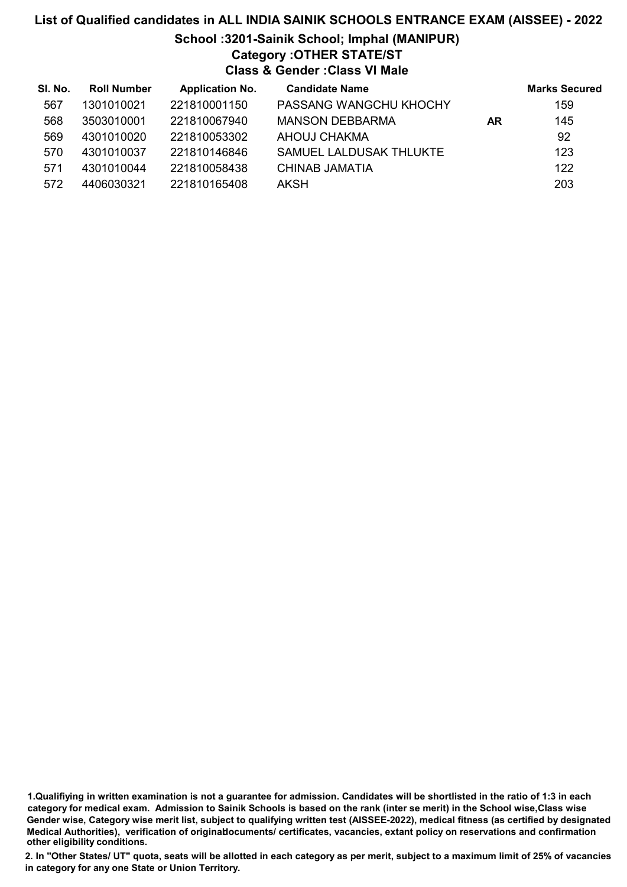# List of Qualified candidates in ALL INDIA SAINIK SCHOOLS ENTRANCE EXAM (AISSEE) - 2022

## School :3201-Sainik School; Imphal (MANIPUR)

### Category :OTHER STATE/ST

### Class & Gender :Class VI Male

| Sl. No. | Roll Number | Application No. | Candidate Name | | Marks Secured |
|---|---|---|---|---|---|
| 567 | 1301010021 | 221810001150 | PASSANG WANGCHU KHOCHY | | 159 |
| 568 | 3503010001 | 221810067940 | MANSON DEBBARMA | AR | 145 |
| 569 | 4301010020 | 221810053302 | AHOUJ CHAKMA | | 92 |
| 570 | 4301010037 | 221810146846 | SAMUEL LALDUSAK THLUKTE | | 123 |
| 571 | 4301010044 | 221810058438 | CHINAB JAMATIA | | 122 |
| 572 | 4406030321 | 221810165408 | AKSH | | 203 |

1.Qualifiying in written examination is not a guarantee for admission. Candidates will be shortlisted in the ratio of 1:3 in each category for medical exam. Admission to Sainik Schools is based on the rank (inter se merit) in the School wise,Class wise Gender wise, Category wise merit list, subject to qualifying written test (AISSEE-2022), medical fitness (as certified by designated Medical Authorities), verification of originaldocuments/ certificates, vacancies, extant policy on reservations and confirmation other eligibility conditions.

2. In "Other States/ UT" quota, seats will be allotted in each category as per merit, subject to a maximum limit of 25% of vacancies in category for any one State or Union Territory.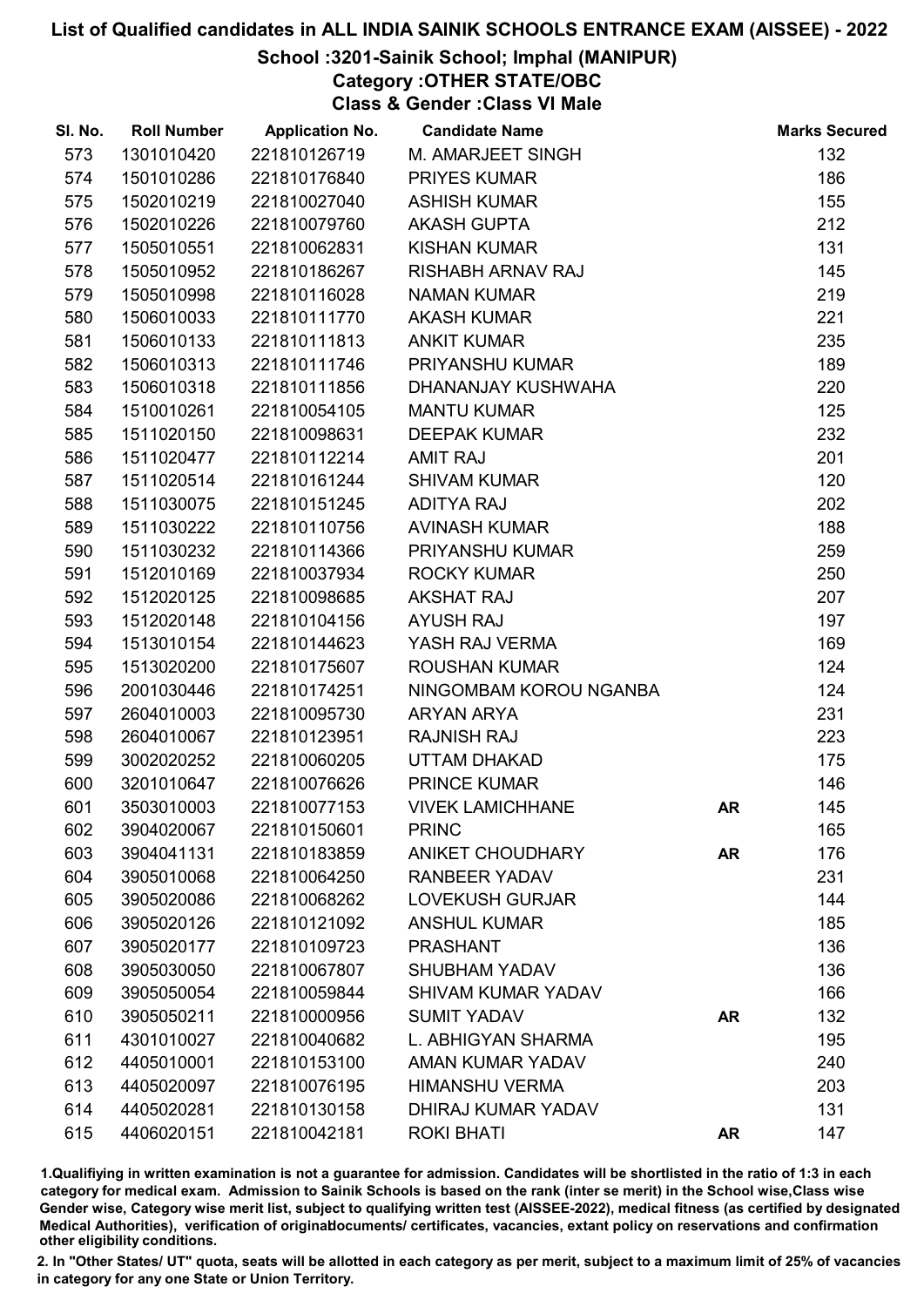# List of Qualified candidates in ALL INDIA SAINIK SCHOOLS ENTRANCE EXAM (AISSEE) - 2022

## School :3201-Sainik School; Imphal (MANIPUR)

### Category :OTHER STATE/OBC

### Class & Gender :Class VI Male

| Sl. No. | Roll Number | Application No. | Candidate Name | | Marks Secured |
|---|---|---|---|---|---|
| 573 | 1301010420 | 221810126719 | M. AMARJEET SINGH | | 132 |
| 574 | 1501010286 | 221810176840 | PRIYES KUMAR | | 186 |
| 575 | 1502010219 | 221810027040 | ASHISH KUMAR | | 155 |
| 576 | 1502010226 | 221810079760 | AKASH GUPTA | | 212 |
| 577 | 1505010551 | 221810062831 | KISHAN KUMAR | | 131 |
| 578 | 1505010952 | 221810186267 | RISHABH ARNAV RAJ | | 145 |
| 579 | 1505010998 | 221810116028 | NAMAN KUMAR | | 219 |
| 580 | 1506010033 | 221810111770 | AKASH KUMAR | | 221 |
| 581 | 1506010133 | 221810111813 | ANKIT KUMAR | | 235 |
| 582 | 1506010313 | 221810111746 | PRIYANSHU KUMAR | | 189 |
| 583 | 1506010318 | 221810111856 | DHANANJAY KUSHWAHA | | 220 |
| 584 | 1510010261 | 221810054105 | MANTU KUMAR | | 125 |
| 585 | 1511020150 | 221810098631 | DEEPAK KUMAR | | 232 |
| 586 | 1511020477 | 221810112214 | AMIT RAJ | | 201 |
| 587 | 1511020514 | 221810161244 | SHIVAM KUMAR | | 120 |
| 588 | 1511030075 | 221810151245 | ADITYA RAJ | | 202 |
| 589 | 1511030222 | 221810110756 | AVINASH KUMAR | | 188 |
| 590 | 1511030232 | 221810114366 | PRIYANSHU KUMAR | | 259 |
| 591 | 1512010169 | 221810037934 | ROCKY KUMAR | | 250 |
| 592 | 1512020125 | 221810098685 | AKSHAT RAJ | | 207 |
| 593 | 1512020148 | 221810104156 | AYUSH RAJ | | 197 |
| 594 | 1513010154 | 221810144623 | YASH RAJ VERMA | | 169 |
| 595 | 1513020200 | 221810175607 | ROUSHAN KUMAR | | 124 |
| 596 | 2001030446 | 221810174251 | NINGOMBAM KOROU NGANBA | | 124 |
| 597 | 2604010003 | 221810095730 | ARYAN ARYA | | 231 |
| 598 | 2604010067 | 221810123951 | RAJNISH RAJ | | 223 |
| 599 | 3002020252 | 221810060205 | UTTAM DHAKAD | | 175 |
| 600 | 3201010647 | 221810076626 | PRINCE KUMAR | | 146 |
| 601 | 3503010003 | 221810077153 | VIVEK LAMICHHANE | AR | 145 |
| 602 | 3904020067 | 221810150601 | PRINC | | 165 |
| 603 | 3904041131 | 221810183859 | ANIKET CHOUDHARY | AR | 176 |
| 604 | 3905010068 | 221810064250 | RANBEER YADAV | | 231 |
| 605 | 3905020086 | 221810068262 | LOVEKUSH GURJAR | | 144 |
| 606 | 3905020126 | 221810121092 | ANSHUL KUMAR | | 185 |
| 607 | 3905020177 | 221810109723 | PRASHANT | | 136 |
| 608 | 3905030050 | 221810067807 | SHUBHAM YADAV | | 136 |
| 609 | 3905050054 | 221810059844 | SHIVAM KUMAR YADAV | | 166 |
| 610 | 3905050211 | 221810000956 | SUMIT YADAV | AR | 132 |
| 611 | 4301010027 | 221810040682 | L. ABHIGYAN SHARMA | | 195 |
| 612 | 4405010001 | 221810153100 | AMAN KUMAR YADAV | | 240 |
| 613 | 4405020097 | 221810076195 | HIMANSHU VERMA | | 203 |
| 614 | 4405020281 | 221810130158 | DHIRAJ KUMAR YADAV | | 131 |
| 615 | 4406020151 | 221810042181 | ROKI BHATI | AR | 147 |

1.Qualifying in written examination is not a guarantee for admission. Candidates will be shortlisted in the ratio of 1:3 in each category for medical exam. Admission to Sainik Schools is based on the rank (inter se merit) in the School wise,Class wise Gender wise, Category wise merit list, subject to qualifying written test (AISSEE-2022), medical fitness (as certified by designated Medical Authorities), verification of originaldocuments/ certificates, vacancies, extant policy on reservations and confirmation other eligibility conditions.

2. In "Other States/ UT" quota, seats will be allotted in each category as per merit, subject to a maximum limit of 25% of vacancies in category for any one State or Union Territory.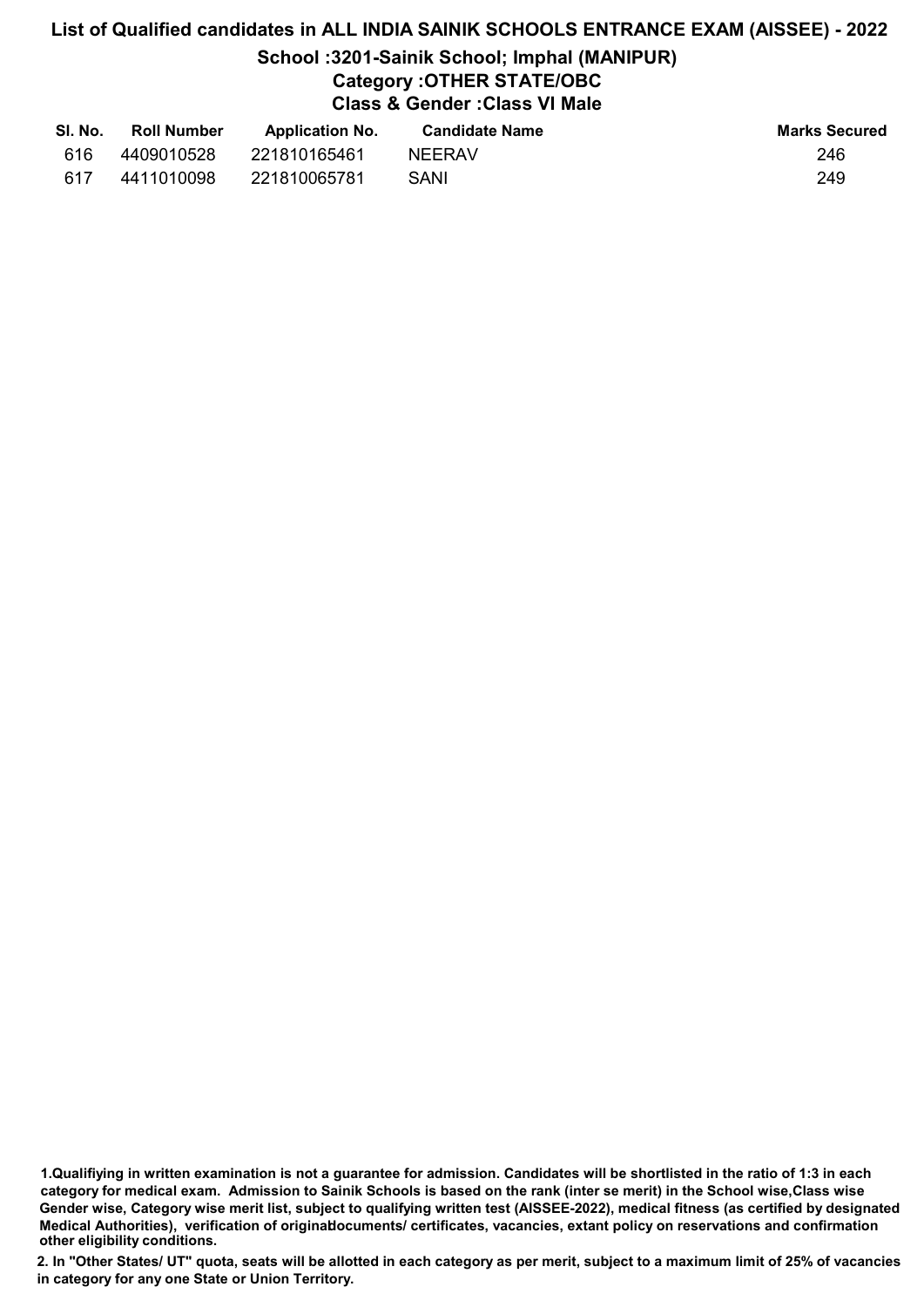# List of Qualified candidates in ALL INDIA SAINIK SCHOOLS ENTRANCE EXAM (AISSEE) - 2022

## School :3201-Sainik School; Imphal (MANIPUR)

### Category :OTHER STATE/OBC

### Class & Gender :Class VI Male

| Sl. No. | Roll Number | Application No. | Candidate Name | Marks Secured |
|---|---|---|---|---|
| 616 | 4409010528 | 221810165461 | NEERAV | 246 |
| 617 | 4411010098 | 221810065781 | SANI | 249 |

1.Qualifiying in written examination is not a guarantee for admission. Candidates will be shortlisted in the ratio of 1:3 in each category for medical exam. Admission to Sainik Schools is based on the rank (inter se merit) in the School wise,Class wise Gender wise, Category wise merit list, subject to qualifying written test (AISSEE-2022), medical fitness (as certified by designated Medical Authorities), verification of originaldocuments/ certificates, vacancies, extant policy on reservations and confirmation other eligibility conditions.

2. In "Other States/ UT" quota, seats will be allotted in each category as per merit, subject to a maximum limit of 25% of vacancies in category for any one State or Union Territory.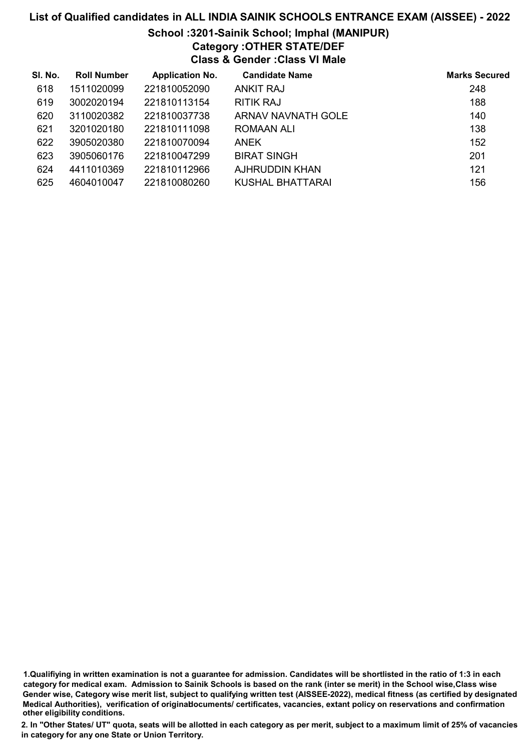# List of Qualified candidates in ALL INDIA SAINIK SCHOOLS ENTRANCE EXAM (AISSEE) - 2022

## School :3201-Sainik School; Imphal (MANIPUR)

### Category :OTHER STATE/DEF

### Class & Gender :Class VI Male

| Sl. No. | Roll Number | Application No. | Candidate Name | Marks Secured |
|---|---|---|---|---|
| 618 | 1511020099 | 221810052090 | ANKIT RAJ | 248 |
| 619 | 3002020194 | 221810113154 | RITIK RAJ | 188 |
| 620 | 3110020382 | 221810037738 | ARNAV NAVNATH GOLE | 140 |
| 621 | 3201020180 | 221810111098 | ROMAAN ALI | 138 |
| 622 | 3905020380 | 221810070094 | ANEK | 152 |
| 623 | 3905060176 | 221810047299 | BIRAT SINGH | 201 |
| 624 | 4411010369 | 221810112966 | AJHRUDDIN KHAN | 121 |
| 625 | 4604010047 | 221810080260 | KUSHAL BHATTARAI | 156 |

1.Qualifiying in written examination is not a guarantee for admission. Candidates will be shortlisted in the ratio of 1:3 in each category for medical exam. Admission to Sainik Schools is based on the rank (inter se merit) in the School wise,Class wise Gender wise, Category wise merit list, subject to qualifying written test (AISSEE-2022), medical fitness (as certified by designated Medical Authorities), verification of originaldocuments/ certificates, vacancies, extant policy on reservations and confirmation other eligibility conditions.

2. In "Other States/ UT" quota, seats will be allotted in each category as per merit, subject to a maximum limit of 25% of vacancies in category for any one State or Union Territory.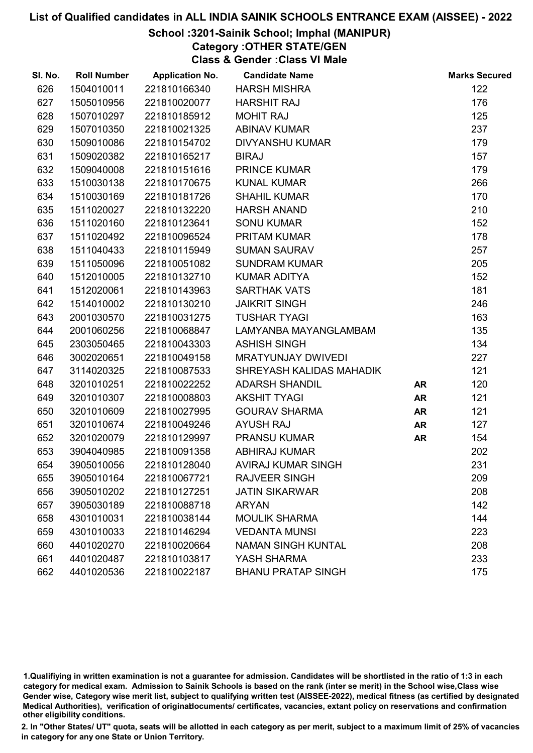# List of Qualified candidates in ALL INDIA SAINIK SCHOOLS ENTRANCE EXAM (AISSEE) - 2022

## School :3201-Sainik School; Imphal (MANIPUR)

### Category :OTHER STATE/GEN

### Class & Gender :Class VI Male

| Sl. No. | Roll Number | Application No. | Candidate Name | | Marks Secured |
|---|---|---|---|---|---|
| 626 | 1504010011 | 221810166340 | HARSH MISHRA | | 122 |
| 627 | 1505010956 | 221810020077 | HARSHIT RAJ | | 176 |
| 628 | 1507010297 | 221810185912 | MOHIT RAJ | | 125 |
| 629 | 1507010350 | 221810021325 | ABINAV KUMAR | | 237 |
| 630 | 1509010086 | 221810154702 | DIVYANSHU KUMAR | | 179 |
| 631 | 1509020382 | 221810165217 | BIRAJ | | 157 |
| 632 | 1509040008 | 221810151616 | PRINCE KUMAR | | 179 |
| 633 | 1510030138 | 221810170675 | KUNAL KUMAR | | 266 |
| 634 | 1510030169 | 221810181726 | SHAHIL KUMAR | | 170 |
| 635 | 1511020027 | 221810132220 | HARSH ANAND | | 210 |
| 636 | 1511020160 | 221810123641 | SONU KUMAR | | 152 |
| 637 | 1511020492 | 221810096524 | PRITAM KUMAR | | 178 |
| 638 | 1511040433 | 221810115949 | SUMAN SAURAV | | 257 |
| 639 | 1511050096 | 221810051082 | SUNDRAM KUMAR | | 205 |
| 640 | 1512010005 | 221810132710 | KUMAR ADITYA | | 152 |
| 641 | 1512020061 | 221810143963 | SARTHAK VATS | | 181 |
| 642 | 1514010002 | 221810130210 | JAIKRIT SINGH | | 246 |
| 643 | 2001030570 | 221810031275 | TUSHAR TYAGI | | 163 |
| 644 | 2001060256 | 221810068847 | LAMYANBA MAYANGLAMBAM | | 135 |
| 645 | 2303050465 | 221810043303 | ASHISH SINGH | | 134 |
| 646 | 3002020651 | 221810049158 | MRATYUNJAY DWIVEDI | | 227 |
| 647 | 3114020325 | 221810087533 | SHREYASH KALIDAS MAHADIK | | 121 |
| 648 | 3201010251 | 221810022252 | ADARSH SHANDIL | **AR** | 120 |
| 649 | 3201010307 | 221810008803 | AKSHIT TYAGI | **AR** | 121 |
| 650 | 3201010609 | 221810027995 | GOURAV SHARMA | **AR** | 121 |
| 651 | 3201010674 | 221810049246 | AYUSH RAJ | **AR** | 127 |
| 652 | 3201020079 | 221810129997 | PRANSU KUMAR | **AR** | 154 |
| 653 | 3904040985 | 221810091358 | ABHIRAJ KUMAR | | 202 |
| 654 | 3905010056 | 221810128040 | AVIRAJ KUMAR SINGH | | 231 |
| 655 | 3905010164 | 221810067721 | RAJVEER SINGH | | 209 |
| 656 | 3905010202 | 221810127251 | JATIN SIKARWAR | | 208 |
| 657 | 3905030189 | 221810088718 | ARYAN | | 142 |
| 658 | 4301010031 | 221810038144 | MOULIK SHARMA | | 144 |
| 659 | 4301010033 | 221810146294 | VEDANTA MUNSI | | 223 |
| 660 | 4401020270 | 221810020664 | NAMAN SINGH KUNTAL | | 208 |
| 661 | 4401020487 | 221810103817 | YASH SHARMA | | 233 |
| 662 | 4401020536 | 221810022187 | BHANU PRATAP SINGH | | 175 |

1.Qualifiying in written examination is not a guarantee for admission. Candidates will be shortlisted in the ratio of 1:3 in each category for medical exam. Admission to Sainik Schools is based on the rank (inter se merit) in the School wise,Class wise Gender wise, Category wise merit list, subject to qualifying written test (AISSEE-2022), medical fitness (as certified by designated Medical Authorities), verification of originaldocuments/ certificates, vacancies, extant policy on reservations and confirmation other eligibility conditions.

2. In "Other States/ UT" quota, seats will be allotted in each category as per merit, subject to a maximum limit of 25% of vacancies in category for any one State or Union Territory.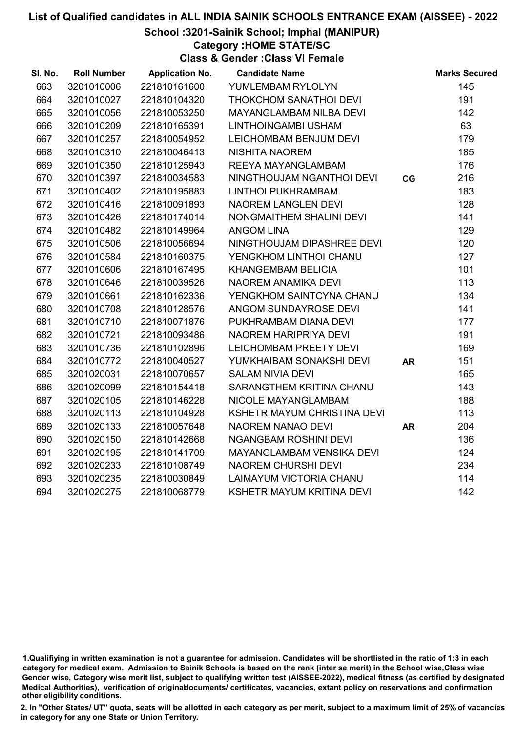# List of Qualified candidates in ALL INDIA SAINIK SCHOOLS ENTRANCE EXAM (AISSEE) - 2022

## School :3201-Sainik School; Imphal (MANIPUR)

### Category :HOME STATE/SC

### Class & Gender :Class VI Female

| Sl. No. | Roll Number | Application No. | Candidate Name | | Marks Secured |
|---|---|---|---|---|---|
| 663 | 3201010006 | 221810161600 | YUMLEMBAM RYLOLYN | | 145 |
| 664 | 3201010027 | 221810104320 | THOKCHOM SANATHOI DEVI | | 191 |
| 665 | 3201010056 | 221810053250 | MAYANGLAMBAM NILBA DEVI | | 142 |
| 666 | 3201010209 | 221810165391 | LINTHOINGAMBI USHAM | | 63 |
| 667 | 3201010257 | 221810054952 | LEICHOMBAM BENJUM DEVI | | 179 |
| 668 | 3201010310 | 221810046413 | NISHITA NAOREM | | 185 |
| 669 | 3201010350 | 221810125943 | REEYA MAYANGLAMBAM | | 176 |
| 670 | 3201010397 | 221810034583 | NINGTHOUJAM NGANTHOI DEVI | CG | 216 |
| 671 | 3201010402 | 221810195883 | LINTHOI PUKHRAMBAM | | 183 |
| 672 | 3201010416 | 221810091893 | NAOREM LANGLEN DEVI | | 128 |
| 673 | 3201010426 | 221810174014 | NONGMAITHEM SHALINI DEVI | | 141 |
| 674 | 3201010482 | 221810149964 | ANGOM LINA | | 129 |
| 675 | 3201010506 | 221810056694 | NINGTHOUJAM DIPASHREE DEVI | | 120 |
| 676 | 3201010584 | 221810160375 | YENGKHOM LINTHOI CHANU | | 127 |
| 677 | 3201010606 | 221810167495 | KHANGEMBAM BELICIA | | 101 |
| 678 | 3201010646 | 221810039526 | NAOREM ANAMIKA DEVI | | 113 |
| 679 | 3201010661 | 221810162336 | YENGKHOM SAINTCYNA CHANU | | 134 |
| 680 | 3201010708 | 221810128576 | ANGOM SUNDAYROSE DEVI | | 141 |
| 681 | 3201010710 | 221810071876 | PUKHRAMBAM DIANA DEVI | | 177 |
| 682 | 3201010721 | 221810093486 | NAOREM HARIPRIYA DEVI | | 191 |
| 683 | 3201010736 | 221810102896 | LEICHOMBAM PREETY DEVI | | 169 |
| 684 | 3201010772 | 221810040527 | YUMKHAIBAM SONAKSHI DEVI | AR | 151 |
| 685 | 3201020031 | 221810070657 | SALAM NIVIA DEVI | | 165 |
| 686 | 3201020099 | 221810154418 | SARANGTHEM KRITINA CHANU | | 143 |
| 687 | 3201020105 | 221810146228 | NICOLE MAYANGLAMBAM | | 188 |
| 688 | 3201020113 | 221810104928 | KSHETRIMAYUM CHRISTINA DEVI | | 113 |
| 689 | 3201020133 | 221810057648 | NAOREM NANAO DEVI | AR | 204 |
| 690 | 3201020150 | 221810142668 | NGANGBAM ROSHINI DEVI | | 136 |
| 691 | 3201020195 | 221810141709 | MAYANGLAMBAM VENSIKA DEVI | | 124 |
| 692 | 3201020233 | 221810108749 | NAOREM CHURSHI DEVI | | 234 |
| 693 | 3201020235 | 221810030849 | LAIMAYUM VICTORIA CHANU | | 114 |
| 694 | 3201020275 | 221810068779 | KSHETRIMAYUM KRITINA DEVI | | 142 |

1.Qualifiying in written examination is not a guarantee for admission. Candidates will be shortlisted in the ratio of 1:3 in each category for medical exam. Admission to Sainik Schools is based on the rank (inter se merit) in the School wise,Class wise Gender wise, Category wise merit list, subject to qualifying written test (AISSEE-2022), medical fitness (as certified by designated Medical Authorities), verification of originaldocuments/ certificates, vacancies, extant policy on reservations and confirmation other eligibility conditions.

2. In "Other States/ UT" quota, seats will be allotted in each category as per merit, subject to a maximum limit of 25% of vacancies in category for any one State or Union Territory.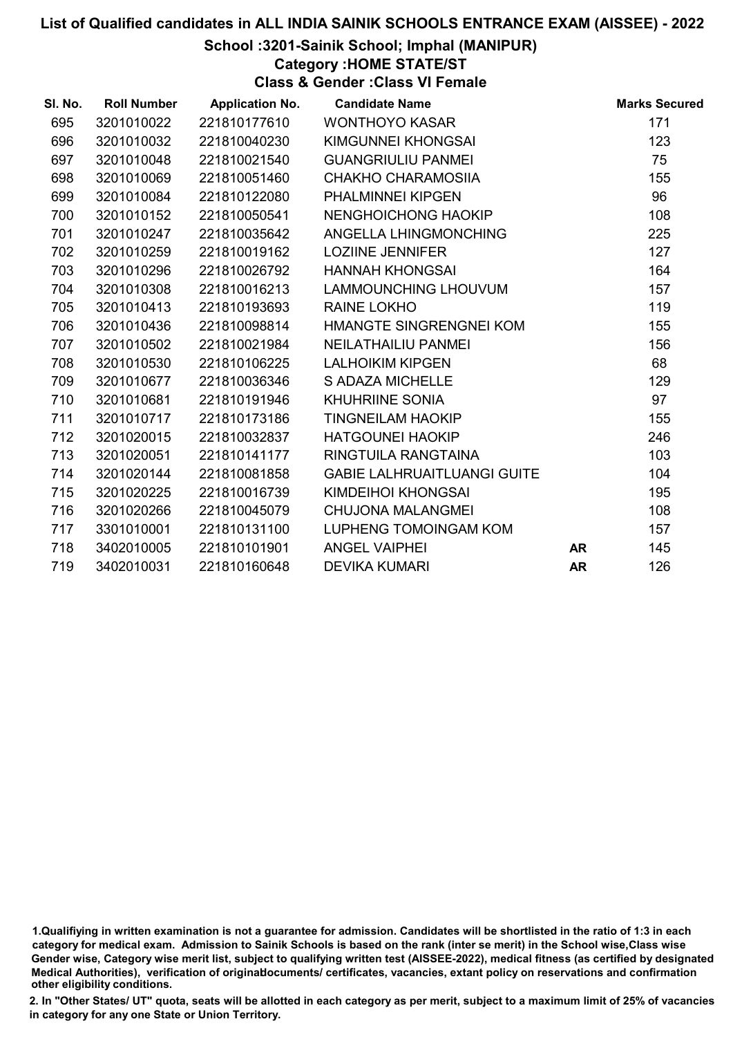# List of Qualified candidates in ALL INDIA SAINIK SCHOOLS ENTRANCE EXAM (AISSEE) - 2022

## School :3201-Sainik School; Imphal (MANIPUR)

### Category :HOME STATE/ST

### Class & Gender :Class VI Female

| Sl. No. | Roll Number | Application No. | Candidate Name | | Marks Secured |
|---|---|---|---|---|---|
| 695 | 3201010022 | 221810177610 | WONTHOYO KASAR | | 171 |
| 696 | 3201010032 | 221810040230 | KIMGUNNEI KHONGSAI | | 123 |
| 697 | 3201010048 | 221810021540 | GUANGRIULIU PANMEI | | 75 |
| 698 | 3201010069 | 221810051460 | CHAKHO CHARAMOSIIA | | 155 |
| 699 | 3201010084 | 221810122080 | PHALMINNEI KIPGEN | | 96 |
| 700 | 3201010152 | 221810050541 | NENGHOICHONG HAOKIP | | 108 |
| 701 | 3201010247 | 221810035642 | ANGELLA LHINGMONCHING | | 225 |
| 702 | 3201010259 | 221810019162 | LOZIINE JENNIFER | | 127 |
| 703 | 3201010296 | 221810026792 | HANNAH KHONGSAI | | 164 |
| 704 | 3201010308 | 221810016213 | LAMMOUNCHING LHOUVUM | | 157 |
| 705 | 3201010413 | 221810193693 | RAINE LOKHO | | 119 |
| 706 | 3201010436 | 221810098814 | HMANGTE SINGRENGNEI KOM | | 155 |
| 707 | 3201010502 | 221810021984 | NEILATHAILIU PANMEI | | 156 |
| 708 | 3201010530 | 221810106225 | LALHOIKIM KIPGEN | | 68 |
| 709 | 3201010677 | 221810036346 | S ADAZA MICHELLE | | 129 |
| 710 | 3201010681 | 221810191946 | KHUHRIINE SONIA | | 97 |
| 711 | 3201010717 | 221810173186 | TINGNEILAM HAOKIP | | 155 |
| 712 | 3201020015 | 221810032837 | HATGOUNEI HAOKIP | | 246 |
| 713 | 3201020051 | 221810141177 | RINGTUILA RANGTAINA | | 103 |
| 714 | 3201020144 | 221810081858 | GABIE LALHRUAITLUANGI GUITE | | 104 |
| 715 | 3201020225 | 221810016739 | KIMDEIHOI KHONGSAI | | 195 |
| 716 | 3201020266 | 221810045079 | CHUJONA MALANGMEI | | 108 |
| 717 | 3301010001 | 221810131100 | LUPHENG TOMOINGAM KOM | | 157 |
| 718 | 3402010005 | 221810101901 | ANGEL VAIPHEI | **AR** | 145 |
| 719 | 3402010031 | 221810160648 | DEVIKA KUMARI | **AR** | 126 |

1.Qualifiying in written examination is not a guarantee for admission. Candidates will be shortlisted in the ratio of 1:3 in each category for medical exam. Admission to Sainik Schools is based on the rank (inter se merit) in the School wise,Class wise Gender wise, Category wise merit list, subject to qualifying written test (AISSEE-2022), medical fitness (as certified by designated Medical Authorities), verification of originaldocuments/ certificates, vacancies, extant policy on reservations and confirmation other eligibility conditions.

2. In "Other States/ UT" quota, seats will be allotted in each category as per merit, subject to a maximum limit of 25% of vacancies in category for any one State or Union Territory.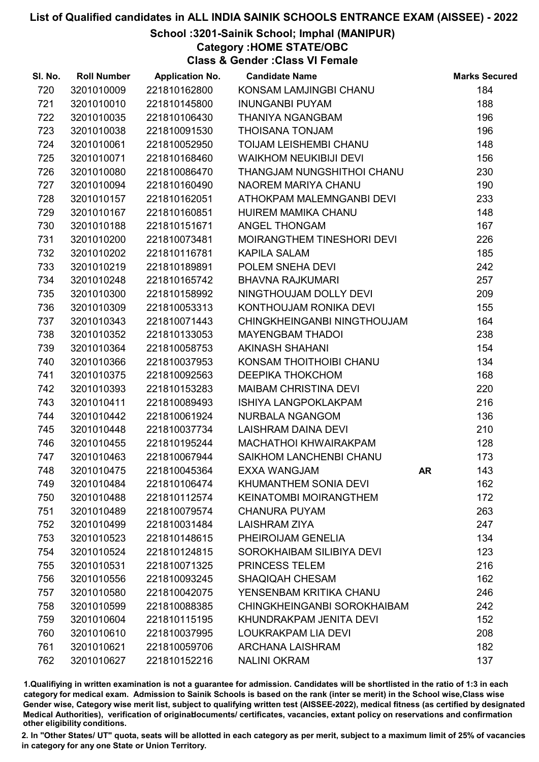# List of Qualified candidates in ALL INDIA SAINIK SCHOOLS ENTRANCE EXAM (AISSEE) - 2022

## School :3201-Sainik School; Imphal (MANIPUR)

### Category :HOME STATE/OBC

### Class & Gender :Class VI Female

| Sl. No. | Roll Number | Application No. | Candidate Name | | Marks Secured |
|---|---|---|---|---|---|
| 720 | 3201010009 | 221810162800 | KONSAM LAMJINGBI CHANU | | 184 |
| 721 | 3201010010 | 221810145800 | INUNGANBI PUYAM | | 188 |
| 722 | 3201010035 | 221810106430 | THANIYA NGANGBAM | | 196 |
| 723 | 3201010038 | 221810091530 | THOISANA TONJAM | | 196 |
| 724 | 3201010061 | 221810052950 | TOIJAM LEISHEMBI CHANU | | 148 |
| 725 | 3201010071 | 221810168460 | WAIKHOM NEUKIBIJI DEVI | | 156 |
| 726 | 3201010080 | 221810086470 | THANGJAM NUNGSHITHOI CHANU | | 230 |
| 727 | 3201010094 | 221810160490 | NAOREM MARIYA CHANU | | 190 |
| 728 | 3201010157 | 221810162051 | ATHOKPAM MALEMNGANBI DEVI | | 233 |
| 729 | 3201010167 | 221810160851 | HUIREM MAMIKA CHANU | | 148 |
| 730 | 3201010188 | 221810151671 | ANGEL THONGAM | | 167 |
| 731 | 3201010200 | 221810073481 | MOIRANGTHEM TINESHORI DEVI | | 226 |
| 732 | 3201010202 | 221810116781 | KAPILA SALAM | | 185 |
| 733 | 3201010219 | 221810189891 | POLEM SNEHA DEVI | | 242 |
| 734 | 3201010248 | 221810165742 | BHAVNA RAJKUMARI | | 257 |
| 735 | 3201010300 | 221810158992 | NINGTHOUJAM DOLLY DEVI | | 209 |
| 736 | 3201010309 | 221810053313 | KONTHOUJAM RONIKA DEVI | | 155 |
| 737 | 3201010343 | 221810071443 | CHINGKHEINGANBI NINGTHOUJAM | | 164 |
| 738 | 3201010352 | 221810133053 | MAYENGBAM THADOI | | 238 |
| 739 | 3201010364 | 221810058753 | AKINASH SHAHANI | | 154 |
| 740 | 3201010366 | 221810037953 | KONSAM THOITHOIBI CHANU | | 134 |
| 741 | 3201010375 | 221810092563 | DEEPIKA THOKCHOM | | 168 |
| 742 | 3201010393 | 221810153283 | MAIBAM CHRISTINA DEVI | | 220 |
| 743 | 3201010411 | 221810089493 | ISHIYA LANGPOKLAKPAM | | 216 |
| 744 | 3201010442 | 221810061924 | NURBALA NGANGOM | | 136 |
| 745 | 3201010448 | 221810037734 | LAISHRAM DAINA DEVI | | 210 |
| 746 | 3201010455 | 221810195244 | MACHATHOI KHWAIRAKPAM | | 128 |
| 747 | 3201010463 | 221810067944 | SAIKHOM LANCHENBI CHANU | | 173 |
| 748 | 3201010475 | 221810045364 | EXXA WANGJAM | AR | 143 |
| 749 | 3201010484 | 221810106474 | KHUMANTHEM SONIA DEVI | | 162 |
| 750 | 3201010488 | 221810112574 | KEINATOMBI MOIRANGTHEM | | 172 |
| 751 | 3201010489 | 221810079574 | CHANURA PUYAM | | 263 |
| 752 | 3201010499 | 221810031484 | LAISHRAM ZIYA | | 247 |
| 753 | 3201010523 | 221810148615 | PHEIROIJAM GENELIA | | 134 |
| 754 | 3201010524 | 221810124815 | SOROKHAIBAM SILIBIYA DEVI | | 123 |
| 755 | 3201010531 | 221810071325 | PRINCESS TELEM | | 216 |
| 756 | 3201010556 | 221810093245 | SHAQIQAH CHESAM | | 162 |
| 757 | 3201010580 | 221810042075 | YENSENBAM KRITIKA CHANU | | 246 |
| 758 | 3201010599 | 221810088385 | CHINGKHEINGANBI SOROKHAIBAM | | 242 |
| 759 | 3201010604 | 221810115195 | KHUNDRAKPAM JENITA DEVI | | 152 |
| 760 | 3201010610 | 221810037995 | LOUKRAKPAM LIA DEVI | | 208 |
| 761 | 3201010621 | 221810059706 | ARCHANA LAISHRAM | | 182 |
| 762 | 3201010627 | 221810152216 | NALINI OKRAM | | 137 |

1.Qualifying in written examination is not a guarantee for admission. Candidates will be shortlisted in the ratio of 1:3 in each category for medical exam. Admission to Sainik Schools is based on the rank (inter se merit) in the School wise,Class wise Gender wise, Category wise merit list, subject to qualifying written test (AISSEE-2022), medical fitness (as certified by designated Medical Authorities), verification of originaldocuments/ certificates, vacancies, extant policy on reservations and confirmation other eligibility conditions.

2. In "Other States/ UT" quota, seats will be allotted in each category as per merit, subject to a maximum limit of 25% of vacancies in category for any one State or Union Territory.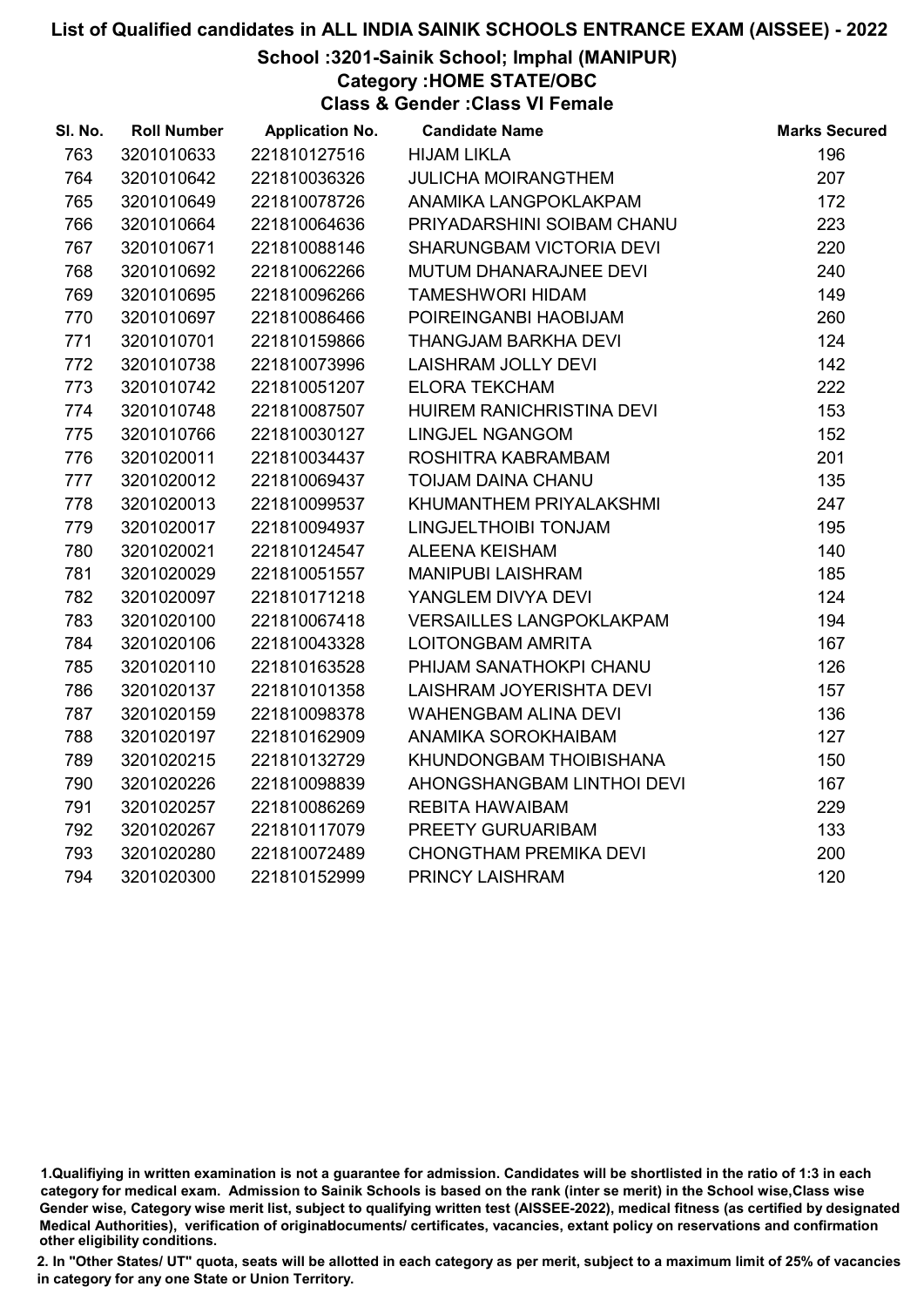# List of Qualified candidates in ALL INDIA SAINIK SCHOOLS ENTRANCE EXAM (AISSEE) - 2022

## School :3201-Sainik School; Imphal (MANIPUR)

### Category :HOME STATE/OBC

### Class & Gender :Class VI Female

| Sl. No. | Roll Number | Application No. | Candidate Name | Marks Secured |
|---|---|---|---|---|
| 763 | 3201010633 | 221810127516 | HIJAM LIKLA | 196 |
| 764 | 3201010642 | 221810036326 | JULICHA MOIRANGTHEM | 207 |
| 765 | 3201010649 | 221810078726 | ANAMIKA LANGPOKLAKPAM | 172 |
| 766 | 3201010664 | 221810064636 | PRIYADARSHINI SOIBAM CHANU | 223 |
| 767 | 3201010671 | 221810088146 | SHARUNGBAM VICTORIA DEVI | 220 |
| 768 | 3201010692 | 221810062266 | MUTUM DHANARAJNEE DEVI | 240 |
| 769 | 3201010695 | 221810096266 | TAMESHWORI HIDAM | 149 |
| 770 | 3201010697 | 221810086466 | POIREINGANBI HAOBIJAM | 260 |
| 771 | 3201010701 | 221810159866 | THANGJAM BARKHA DEVI | 124 |
| 772 | 3201010738 | 221810073996 | LAISHRAM JOLLY DEVI | 142 |
| 773 | 3201010742 | 221810051207 | ELORA TEKCHAM | 222 |
| 774 | 3201010748 | 221810087507 | HUIREM RANICHRISTINA DEVI | 153 |
| 775 | 3201010766 | 221810030127 | LINGJEL NGANGOM | 152 |
| 776 | 3201020011 | 221810034437 | ROSHITRA KABRAMBAM | 201 |
| 777 | 3201020012 | 221810069437 | TOIJAM DAINA CHANU | 135 |
| 778 | 3201020013 | 221810099537 | KHUMANTHEM PRIYALAKSHMI | 247 |
| 779 | 3201020017 | 221810094937 | LINGJELTHOIBI TONJAM | 195 |
| 780 | 3201020021 | 221810124547 | ALEENA KEISHAM | 140 |
| 781 | 3201020029 | 221810051557 | MANIPUBI LAISHRAM | 185 |
| 782 | 3201020097 | 221810171218 | YANGLEM DIVYA DEVI | 124 |
| 783 | 3201020100 | 221810067418 | VERSAILLES LANGPOKLAKPAM | 194 |
| 784 | 3201020106 | 221810043328 | LOITONGBAM AMRITA | 167 |
| 785 | 3201020110 | 221810163528 | PHIJAM SANATHOKPI CHANU | 126 |
| 786 | 3201020137 | 221810101358 | LAISHRAM JOYERISHTA DEVI | 157 |
| 787 | 3201020159 | 221810098378 | WAHENGBAM ALINA DEVI | 136 |
| 788 | 3201020197 | 221810162909 | ANAMIKA SOROKHAIBAM | 127 |
| 789 | 3201020215 | 221810132729 | KHUNDONGBAM THOIBISHANA | 150 |
| 790 | 3201020226 | 221810098839 | AHONGSHANGBAM LINTHOI DEVI | 167 |
| 791 | 3201020257 | 221810086269 | REBITA HAWAIBAM | 229 |
| 792 | 3201020267 | 221810117079 | PREETY GURUARIBAM | 133 |
| 793 | 3201020280 | 221810072489 | CHONGTHAM PREMIKA DEVI | 200 |
| 794 | 3201020300 | 221810152999 | PRINCY LAISHRAM | 120 |

1.Qualifiying in written examination is not a guarantee for admission. Candidates will be shortlisted in the ratio of 1:3 in each category for medical exam. Admission to Sainik Schools is based on the rank (inter se merit) in the School wise,Class wise Gender wise, Category wise merit list, subject to qualifying written test (AISSEE-2022), medical fitness (as certified by designated Medical Authorities), verification of originaldocuments/ certificates, vacancies, extant policy on reservations and confirmation other eligibility conditions.

2. In "Other States/ UT" quota, seats will be allotted in each category as per merit, subject to a maximum limit of 25% of vacancies in category for any one State or Union Territory.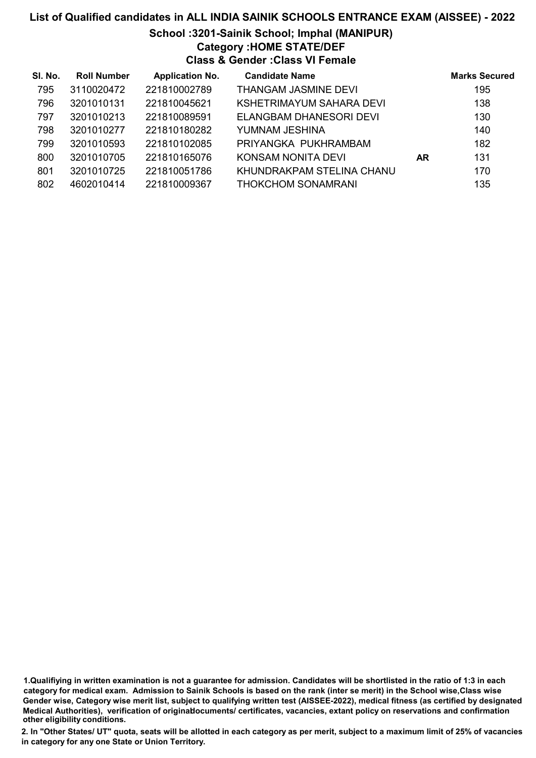# List of Qualified candidates in ALL INDIA SAINIK SCHOOLS ENTRANCE EXAM (AISSEE) - 2022

## School :3201-Sainik School; Imphal (MANIPUR)

### Category :HOME STATE/DEF

### Class & Gender :Class VI Female

| Sl. No. | Roll Number | Application No. | Candidate Name | | Marks Secured |
|---|---|---|---|---|---|
| 795 | 3110020472 | 221810002789 | THANGAM JASMINE DEVI | | 195 |
| 796 | 3201010131 | 221810045621 | KSHETRIMAYUM SAHARA DEVI | | 138 |
| 797 | 3201010213 | 221810089591 | ELANGBAM DHANESORI DEVI | | 130 |
| 798 | 3201010277 | 221810180282 | YUMNAM JESHINA | | 140 |
| 799 | 3201010593 | 221810102085 | PRIYANGKA PUKHRAMBAM | | 182 |
| 800 | 3201010705 | 221810165076 | KONSAM NONITA DEVI | AR | 131 |
| 801 | 3201010725 | 221810051786 | KHUNDRAKPAM STELINA CHANU | | 170 |
| 802 | 4602010414 | 221810009367 | THOKCHOM SONAMRANI | | 135 |

1.Qualifiying in written examination is not a guarantee for admission. Candidates will be shortlisted in the ratio of 1:3 in each category for medical exam. Admission to Sainik Schools is based on the rank (inter se merit) in the School wise,Class wise Gender wise, Category wise merit list, subject to qualifying written test (AISSEE-2022), medical fitness (as certified by designated Medical Authorities), verification of originaldocuments/ certificates, vacancies, extant policy on reservations and confirmation other eligibility conditions.

2. In "Other States/ UT" quota, seats will be allotted in each category as per merit, subject to a maximum limit of 25% of vacancies in category for any one State or Union Territory.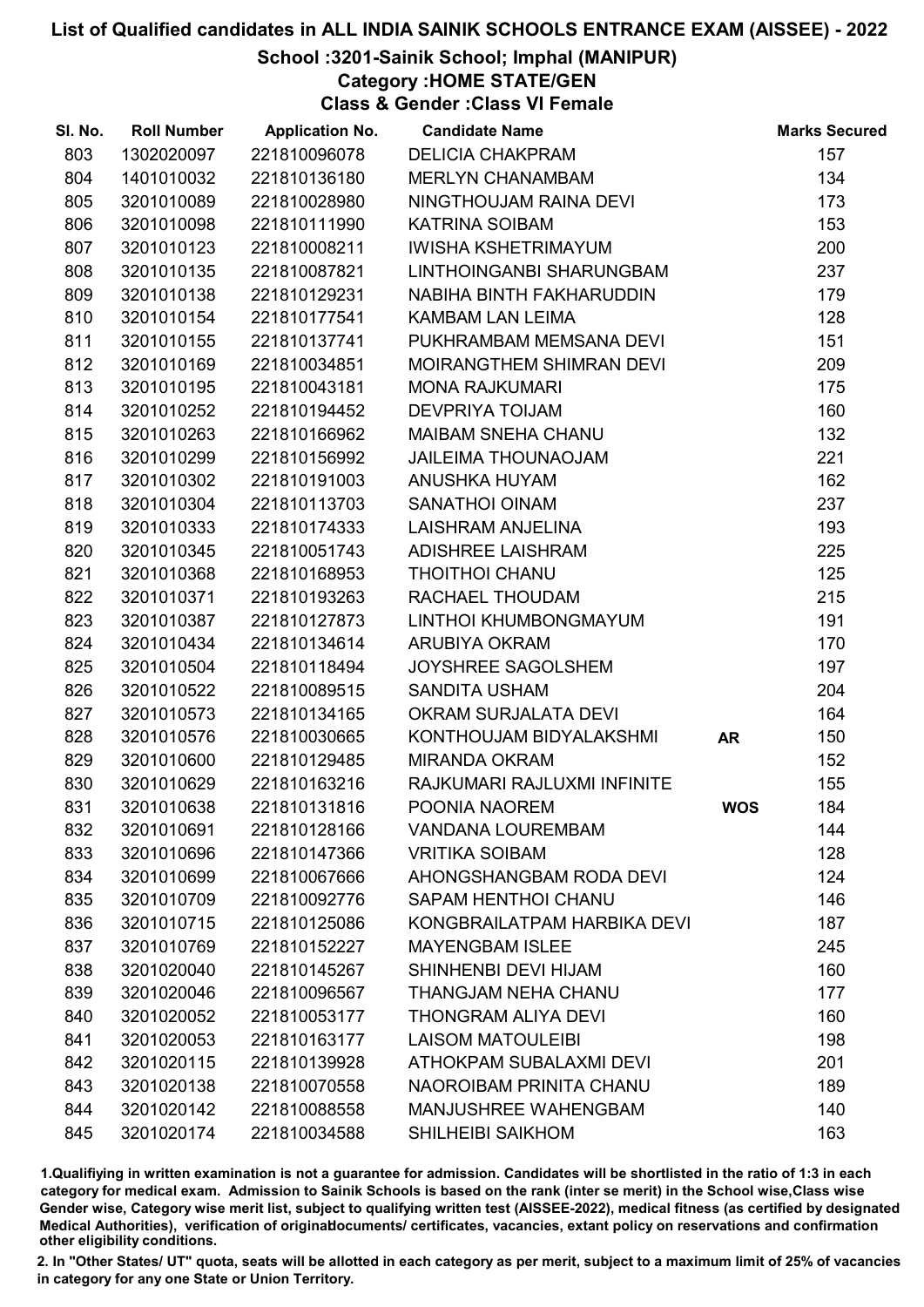# List of Qualified candidates in ALL INDIA SAINIK SCHOOLS ENTRANCE EXAM (AISSEE) - 2022

## School :3201-Sainik School; Imphal (MANIPUR)

### Category :HOME STATE/GEN

### Class & Gender :Class VI Female

| Sl. No. | Roll Number | Application No. | Candidate Name | | Marks Secured |
|---|---|---|---|---|---|
| 803 | 1302020097 | 221810096078 | DELICIA CHAKPRAM | | 157 |
| 804 | 1401010032 | 221810136180 | MERLYN CHANAMBAM | | 134 |
| 805 | 3201010089 | 221810028980 | NINGTHOUJAM RAINA DEVI | | 173 |
| 806 | 3201010098 | 221810111990 | KATRINA SOIBAM | | 153 |
| 807 | 3201010123 | 221810008211 | IWISHA KSHETRIMAYUM | | 200 |
| 808 | 3201010135 | 221810087821 | LINTHOINGANBI SHARUNGBAM | | 237 |
| 809 | 3201010138 | 221810129231 | NABIHA BINTH FAKHARUDDIN | | 179 |
| 810 | 3201010154 | 221810177541 | KAMBAM LAN LEIMA | | 128 |
| 811 | 3201010155 | 221810137741 | PUKHRAMBAM MEMSANA DEVI | | 151 |
| 812 | 3201010169 | 221810034851 | MOIRANGTHEM SHIMRAN DEVI | | 209 |
| 813 | 3201010195 | 221810043181 | MONA RAJKUMARI | | 175 |
| 814 | 3201010252 | 221810194452 | DEVPRIYA TOIJAM | | 160 |
| 815 | 3201010263 | 221810166962 | MAIBAM SNEHA CHANU | | 132 |
| 816 | 3201010299 | 221810156992 | JAILEIMA THOUNAOJAM | | 221 |
| 817 | 3201010302 | 221810191003 | ANUSHKA HUYAM | | 162 |
| 818 | 3201010304 | 221810113703 | SANATHOI OINAM | | 237 |
| 819 | 3201010333 | 221810174333 | LAISHRAM ANJELINA | | 193 |
| 820 | 3201010345 | 221810051743 | ADISHREE LAISHRAM | | 225 |
| 821 | 3201010368 | 221810168953 | THOITHOI CHANU | | 125 |
| 822 | 3201010371 | 221810193263 | RACHAEL THOUDAM | | 215 |
| 823 | 3201010387 | 221810127873 | LINTHOI KHUMBONGMAYUM | | 191 |
| 824 | 3201010434 | 221810134614 | ARUBIYA OKRAM | | 170 |
| 825 | 3201010504 | 221810118494 | JOYSHREE SAGOLSHEM | | 197 |
| 826 | 3201010522 | 221810089515 | SANDITA USHAM | | 204 |
| 827 | 3201010573 | 221810134165 | OKRAM SURJALATA DEVI | | 164 |
| 828 | 3201010576 | 221810030665 | KONTHOUJAM BIDYALAKSHMI | AR | 150 |
| 829 | 3201010600 | 221810129485 | MIRANDA OKRAM | | 152 |
| 830 | 3201010629 | 221810163216 | RAJKUMARI RAJLUXMI INFINITE | | 155 |
| 831 | 3201010638 | 221810131816 | POONIA NAOREM | WOS | 184 |
| 832 | 3201010691 | 221810128166 | VANDANA LOUREMBAM | | 144 |
| 833 | 3201010696 | 221810147366 | VRITIKA SOIBAM | | 128 |
| 834 | 3201010699 | 221810067666 | AHONGSHANGBAM RODA DEVI | | 124 |
| 835 | 3201010709 | 221810092776 | SAPAM HENTHOI CHANU | | 146 |
| 836 | 3201010715 | 221810125086 | KONGBRAILATPAM HARBIKA DEVI | | 187 |
| 837 | 3201010769 | 221810152227 | MAYENGBAM ISLEE | | 245 |
| 838 | 3201020040 | 221810145267 | SHINHENBI DEVI HIJAM | | 160 |
| 839 | 3201020046 | 221810096567 | THANGJAM NEHA CHANU | | 177 |
| 840 | 3201020052 | 221810053177 | THONGRAM ALIYA DEVI | | 160 |
| 841 | 3201020053 | 221810163177 | LAISOM MATOULEIBI | | 198 |
| 842 | 3201020115 | 221810139928 | ATHOKPAM SUBALAXMI DEVI | | 201 |
| 843 | 3201020138 | 221810070558 | NAOROIBAM PRINITA CHANU | | 189 |
| 844 | 3201020142 | 221810088558 | MANJUSHREE WAHENGBAM | | 140 |
| 845 | 3201020174 | 221810034588 | SHILHEIBI SAIKHOM | | 163 |

1.Qualifying in written examination is not a guarantee for admission. Candidates will be shortlisted in the ratio of 1:3 in each category for medical exam. Admission to Sainik Schools is based on the rank (inter se merit) in the School wise,Class wise Gender wise, Category wise merit list, subject to qualifying written test (AISSEE-2022), medical fitness (as certified by designated Medical Authorities), verification of originaldocuments/ certificates, vacancies, extant policy on reservations and confirmation other eligibility conditions.

2. In "Other States/ UT" quota, seats will be allotted in each category as per merit, subject to a maximum limit of 25% of vacancies in category for any one State or Union Territory.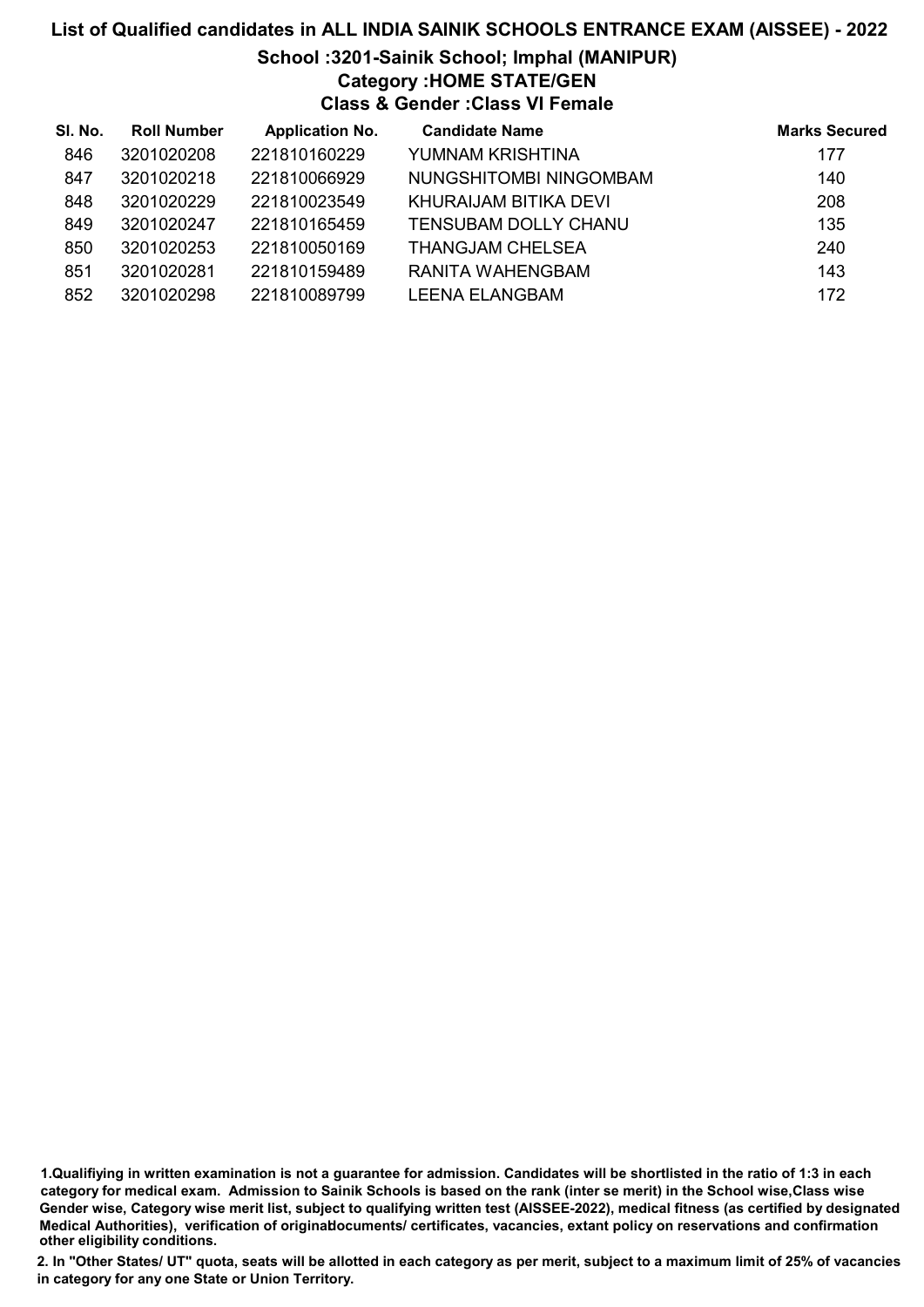# List of Qualified candidates in ALL INDIA SAINIK SCHOOLS ENTRANCE EXAM (AISSEE) - 2022

## School :3201-Sainik School; Imphal (MANIPUR)

### Category :HOME STATE/GEN

### Class & Gender :Class VI Female

| Sl. No. | Roll Number | Application No. | Candidate Name | Marks Secured |
|---|---|---|---|---|
| 846 | 3201020208 | 221810160229 | YUMNAM KRISHTINA | 177 |
| 847 | 3201020218 | 221810066929 | NUNGSHITOMBI NINGOMBAM | 140 |
| 848 | 3201020229 | 221810023549 | KHURAIJAM BITIKA DEVI | 208 |
| 849 | 3201020247 | 221810165459 | TENSUBAM DOLLY CHANU | 135 |
| 850 | 3201020253 | 221810050169 | THANGJAM CHELSEA | 240 |
| 851 | 3201020281 | 221810159489 | RANITA WAHENGBAM | 143 |
| 852 | 3201020298 | 221810089799 | LEENA ELANGBAM | 172 |

1.Qualifiying in written examination is not a guarantee for admission. Candidates will be shortlisted in the ratio of 1:3 in each category for medical exam. Admission to Sainik Schools is based on the rank (inter se merit) in the School wise,Class wise Gender wise, Category wise merit list, subject to qualifying written test (AISSEE-2022), medical fitness (as certified by designated Medical Authorities), verification of originaldocuments/ certificates, vacancies, extant policy on reservations and confirmation other eligibility conditions.

2. In "Other States/ UT" quota, seats will be allotted in each category as per merit, subject to a maximum limit of 25% of vacancies in category for any one State or Union Territory.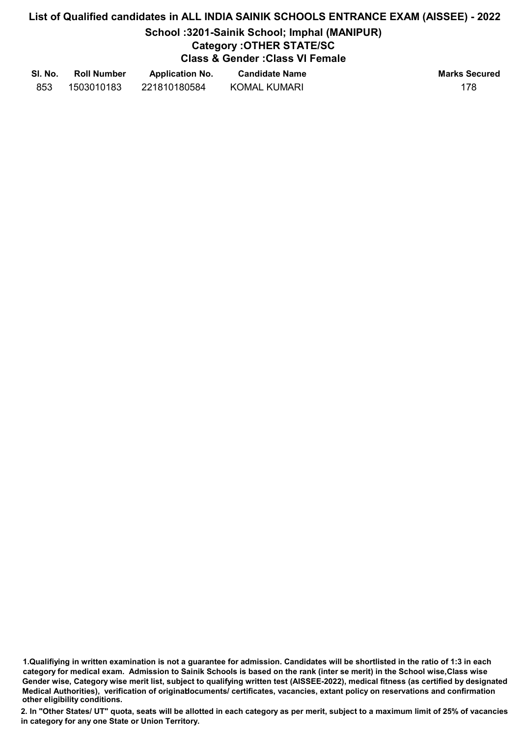# List of Qualified candidates in ALL INDIA SAINIK SCHOOLS ENTRANCE EXAM (AISSEE) - 2022

## School :3201-Sainik School; Imphal (MANIPUR)

### Category :OTHER STATE/SC

### Class & Gender :Class VI Female

| Sl. No. | Roll Number | Application No. | Candidate Name | Marks Secured |
|---|---|---|---|---|
| 853 | 1503010183 | 221810180584 | KOMAL KUMARI | 178 |

**1.Qualifiying in written examination is not a guarantee for admission. Candidates will be shortlisted in the ratio of 1:3 in each category for medical exam. Admission to Sainik Schools is based on the rank (inter se merit) in the School wise,Class wise Gender wise, Category wise merit list, subject to qualifying written test (AISSEE-2022), medical fitness (as certified by designated Medical Authorities), verification of originaldocuments/ certificates, vacancies, extant policy on reservations and confirmation other eligibility conditions.**

**2. In "Other States/ UT" quota, seats will be allotted in each category as per merit, subject to a maximum limit of 25% of vacancies in category for any one State or Union Territory.**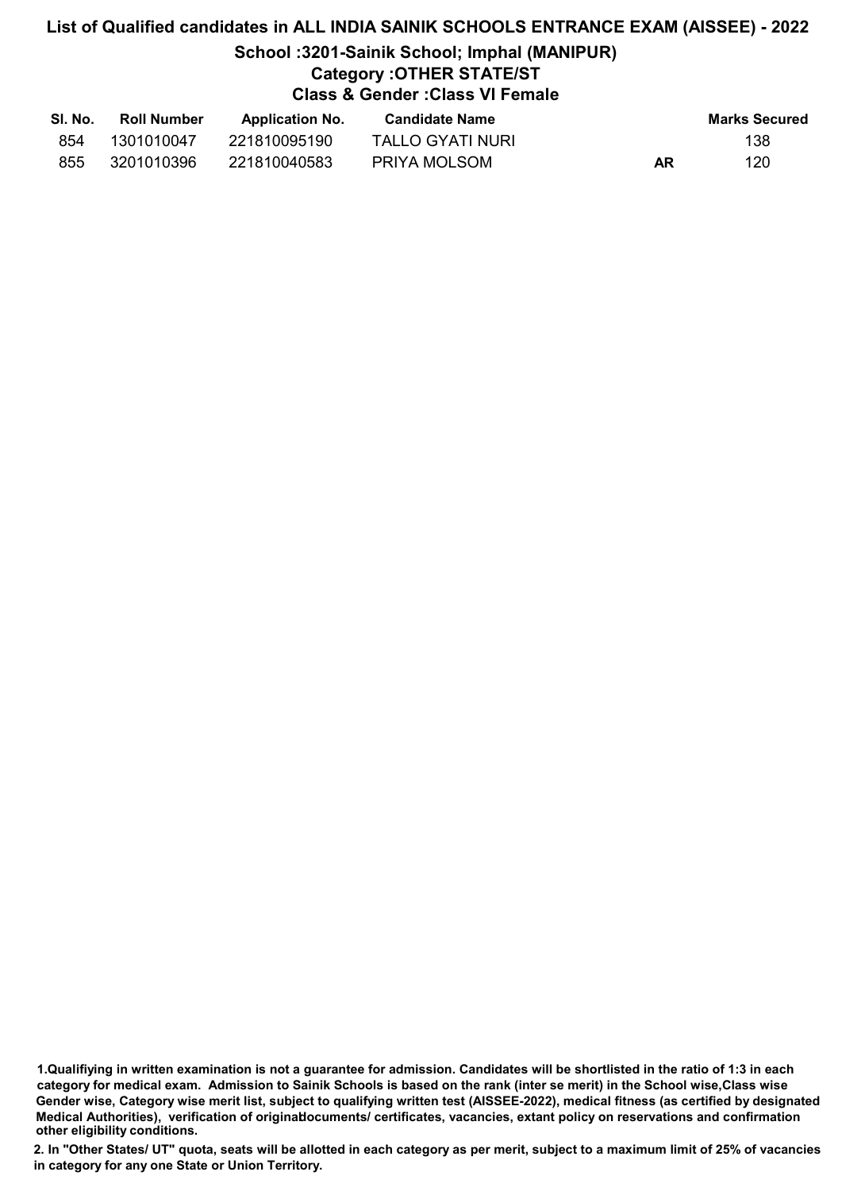# List of Qualified candidates in ALL INDIA SAINIK SCHOOLS ENTRANCE EXAM (AISSEE) - 2022

## School :3201-Sainik School; Imphal (MANIPUR)

### Category :OTHER STATE/ST

### Class & Gender :Class VI Female

| Sl. No. | Roll Number | Application No. | Candidate Name | | Marks Secured |
|---|---|---|---|---|---|
| 854 | 1301010047 | 221810095190 | TALLO GYATI NURI | | 138 |
| 855 | 3201010396 | 221810040583 | PRIYA MOLSOM | AR | 120 |

**1.Qualifiying in written examination is not a guarantee for admission. Candidates will be shortlisted in the ratio of 1:3 in each category for medical exam. Admission to Sainik Schools is based on the rank (inter se merit) in the School wise,Class wise Gender wise, Category wise merit list, subject to qualifying written test (AISSEE-2022), medical fitness (as certified by designated Medical Authorities), verification of originaldocuments/ certificates, vacancies, extant policy on reservations and confirmation other eligibility conditions.**

**2. In "Other States/ UT" quota, seats will be allotted in each category as per merit, subject to a maximum limit of 25% of vacancies in category for any one State or Union Territory.**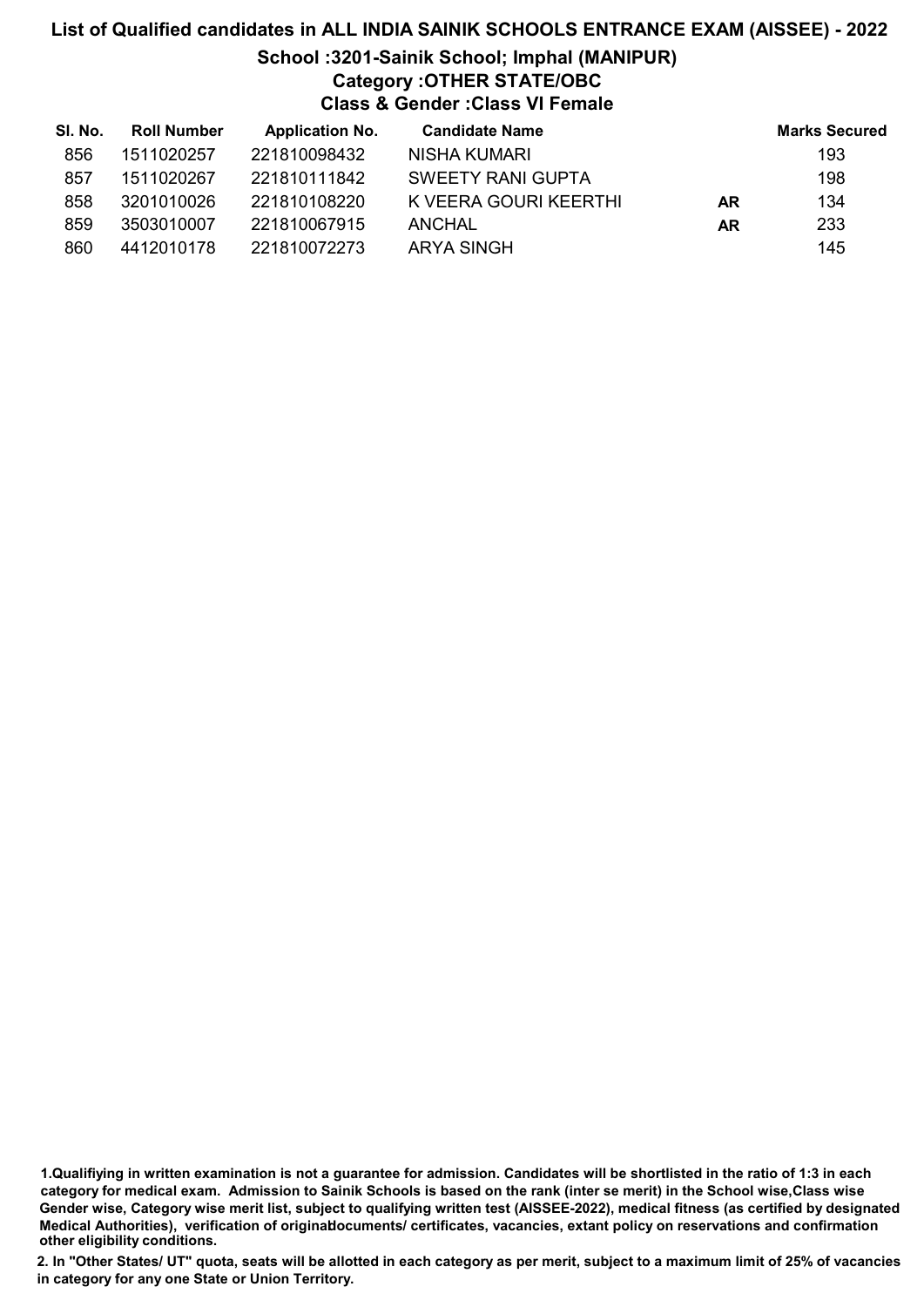# List of Qualified candidates in ALL INDIA SAINIK SCHOOLS ENTRANCE EXAM (AISSEE) - 2022

## School :3201-Sainik School; Imphal (MANIPUR)

### Category :OTHER STATE/OBC

### Class & Gender :Class VI Female

| Sl. No. | Roll Number | Application No. | Candidate Name | | Marks Secured |
|---|---|---|---|---|---|
| 856 | 1511020257 | 221810098432 | NISHA KUMARI | | 193 |
| 857 | 1511020267 | 221810111842 | SWEETY RANI GUPTA | | 198 |
| 858 | 3201010026 | 221810108220 | K VEERA GOURI KEERTHI | AR | 134 |
| 859 | 3503010007 | 221810067915 | ANCHAL | AR | 233 |
| 860 | 4412010178 | 221810072273 | ARYA SINGH | | 145 |

1.Qualifiying in written examination is not a guarantee for admission. Candidates will be shortlisted in the ratio of 1:3 in each category for medical exam. Admission to Sainik Schools is based on the rank (inter se merit) in the School wise,Class wise Gender wise, Category wise merit list, subject to qualifying written test (AISSEE-2022), medical fitness (as certified by designated Medical Authorities), verification of originaldocuments/ certificates, vacancies, extant policy on reservations and confirmation other eligibility conditions.

2. In "Other States/ UT" quota, seats will be allotted in each category as per merit, subject to a maximum limit of 25% of vacancies in category for any one State or Union Territory.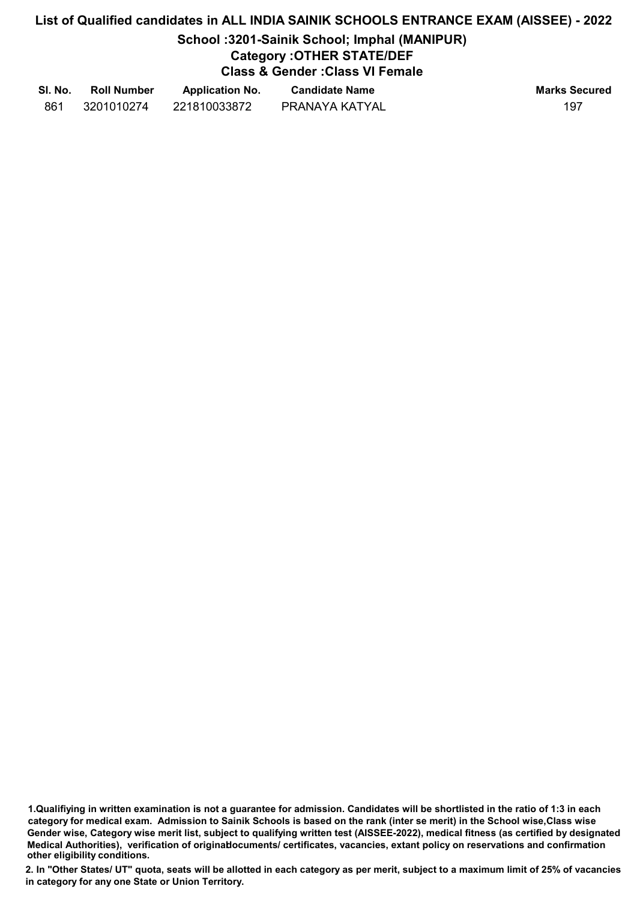# List of Qualified candidates in ALL INDIA SAINIK SCHOOLS ENTRANCE EXAM (AISSEE) - 2022

## School :3201-Sainik School; Imphal (MANIPUR)

### Category :OTHER STATE/DEF

### Class & Gender :Class VI Female

| Sl. No. | Roll Number | Application No. | Candidate Name | Marks Secured |
|---|---|---|---|---|
| 861 | 3201010274 | 221810033872 | PRANAYA KATYAL | 197 |

**1.Qualifiying in written examination is not a guarantee for admission. Candidates will be shortlisted in the ratio of 1:3 in each category for medical exam. Admission to Sainik Schools is based on the rank (inter se merit) in the School wise,Class wise Gender wise, Category wise merit list, subject to qualifying written test (AISSEE-2022), medical fitness (as certified by designated Medical Authorities), verification of originaldocuments/ certificates, vacancies, extant policy on reservations and confirmation other eligibility conditions.**

**2. In "Other States/ UT" quota, seats will be allotted in each category as per merit, subject to a maximum limit of 25% of vacancies in category for any one State or Union Territory.**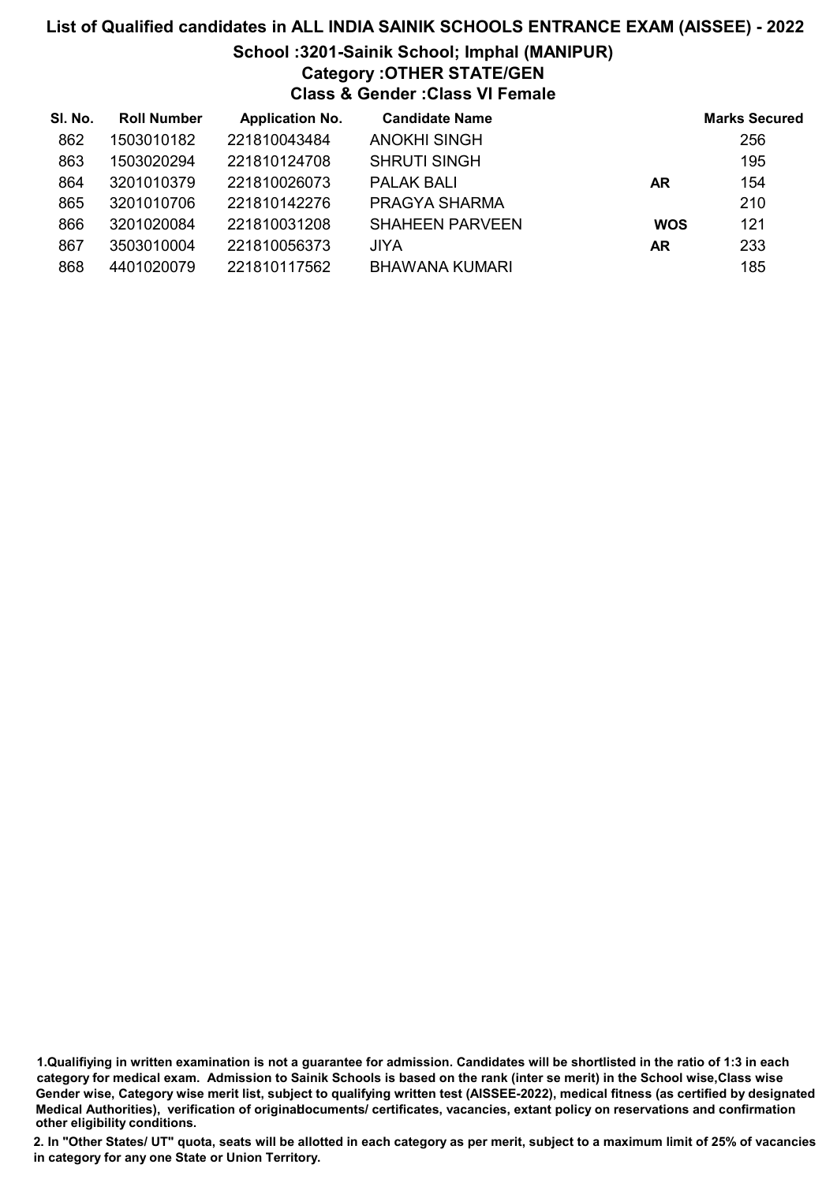# List of Qualified candidates in ALL INDIA SAINIK SCHOOLS ENTRANCE EXAM (AISSEE) - 2022

## School :3201-Sainik School; Imphal (MANIPUR)

### Category :OTHER STATE/GEN

### Class & Gender :Class VI Female

| Sl. No. | Roll Number | Application No. | Candidate Name | | Marks Secured |
|---|---|---|---|---|---|
| 862 | 1503010182 | 221810043484 | ANOKHI SINGH | | 256 |
| 863 | 1503020294 | 221810124708 | SHRUTI SINGH | | 195 |
| 864 | 3201010379 | 221810026073 | PALAK BALI | AR | 154 |
| 865 | 3201010706 | 221810142276 | PRAGYA SHARMA | | 210 |
| 866 | 3201020084 | 221810031208 | SHAHEEN PARVEEN | WOS | 121 |
| 867 | 3503010004 | 221810056373 | JIYA | AR | 233 |
| 868 | 4401020079 | 221810117562 | BHAWANA KUMARI | | 185 |

**1.Qualifiying in written examination is not a guarantee for admission. Candidates will be shortlisted in the ratio of 1:3 in each category for medical exam. Admission to Sainik Schools is based on the rank (inter se merit) in the School wise,Class wise Gender wise, Category wise merit list, subject to qualifying written test (AISSEE-2022), medical fitness (as certified by designated Medical Authorities), verification of originaldocuments/ certificates, vacancies, extant policy on reservations and confirmation other eligibility conditions.**

**2. In "Other States/ UT" quota, seats will be allotted in each category as per merit, subject to a maximum limit of 25% of vacancies in category for any one State or Union Territory.**